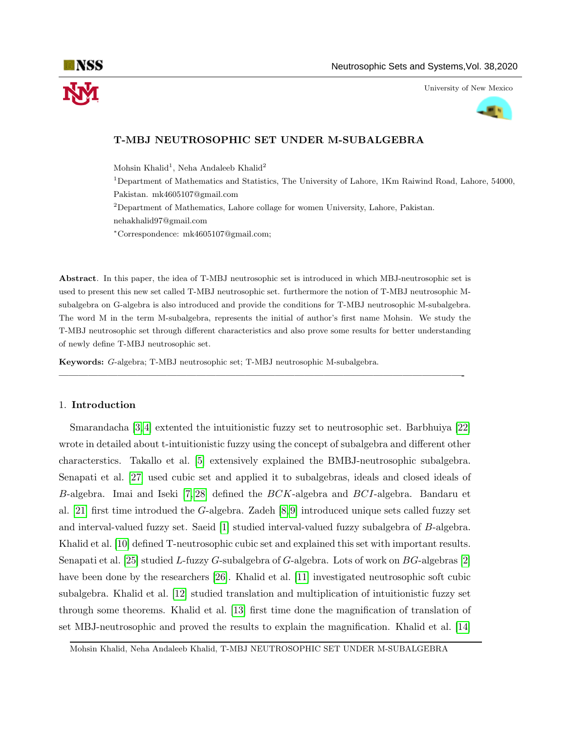# T-MBJ NEUTROSOPHIC SET UNDER M-SUBALGEBRA

Mohsin Khalid[1], Neha Andaleeb Khalid[2]

[1]Department of Mathematics and Statistics, The University of Lahore, 1Km Raiwind Road, Lahore, 54000, Pakistan. mk4605107@gmail.com

[2]Department of Mathematics, Lahore collage for women University, Lahore, Pakistan. nehakhalid97@gmail.com

*Correspondence: mk4605107@gmail.com;

**Abstract**. In this paper, the idea of T-MBJ neutrosophic set is introduced in which MBJ-neutrosophic set is used to present this new set called T-MBJ neutrosophic set. furthermore the notion of T-MBJ neutrosophic M-subalgebra on G-algebra is also introduced and provide the conditions for T-MBJ neutrosophic M-subalgebra. The word M in the term M-subalgebra, represents the initial of author's first name Mohsin. We study the T-MBJ neutrosophic set through different characteristics and also prove some results for better understanding of newly define T-MBJ neutrosophic set.

**Keywords:** $G$-algebra; T-MBJ neutrosophic set; T-MBJ neutrosophic M-subalgebra.

---

## 1. Introduction

Smarandacha [3,4] extented the intuitionistic fuzzy set to neutrosophic set. Barbhuiya [22] wrote in detailed about t-intuitionistic fuzzy using the concept of subalgebra and different other characterstics. Takallo et al. [5] extensively explained the BMBJ-neutrosophic subalgebra. Senapati et al. [27] used cubic set and applied it to subalgebras, ideals and closed ideals of $B$-algebra. Imai and Iseki [7,28] defined the $BCK$-algebra and $BCI$-algebra. Bandaru et al. [21] first time introdued the $G$-algebra. Zadeh [8,9] introduced unique sets called fuzzy set and interval-valued fuzzy set. Saeid [1] studied interval-valued fuzzy subalgebra of $B$-algebra. Khalid et al. [10] defined T-neutrosophic cubic set and explained this set with important results. Senapati et al. [25] studied $L$-fuzzy $G$-subalgebra of $G$-algebra. Lots of work on $BG$-algebras [2] have been done by the researchers [26]. Khalid et al. [11] investigated neutrosophic soft cubic subalgebra. Khalid et al. [12] studied translation and multiplication of intuitionistic fuzzy set through some theorems. Khalid et al. [13] first time done the magnification of translation of set MBJ-neutrosophic and proved the results to explain the magnification. Khalid et al. [14]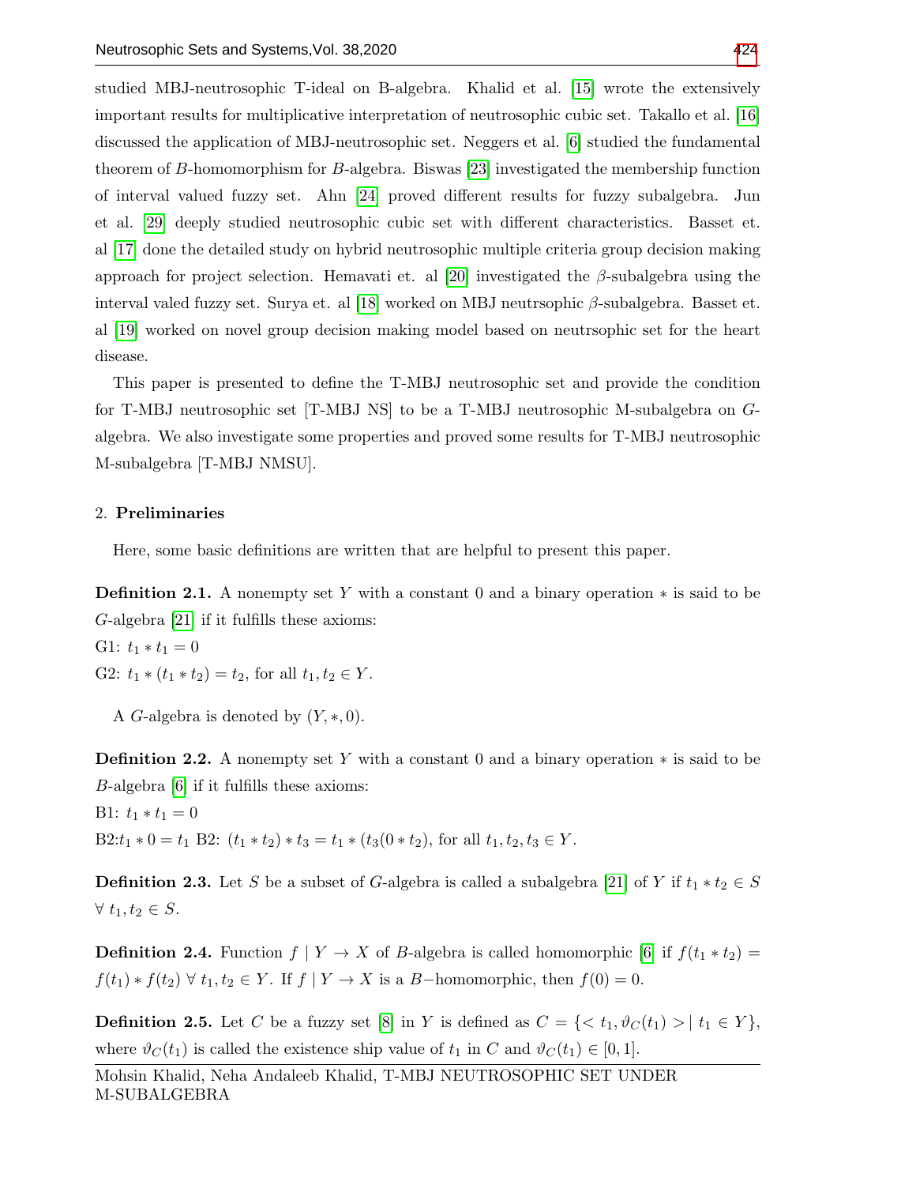studied MBJ-neutrosophic T-ideal on B-algebra. Khalid et al. [15] wrote the extensively important results for multiplicative interpretation of neutrosophic cubic set. Takallo et al. [16] discussed the application of MBJ-neutrosophic set. Neggers et al. [6] studied the fundamental theorem of $B$-homomorphism for $B$-algebra. Biswas [23] investigated the membership function of interval valued fuzzy set. Ahn [24] proved different results for fuzzy subalgebra. Jun et al. [29] deeply studied neutrosophic cubic set with different characteristics. Basset et. al [17] done the detailed study on hybrid neutrosophic multiple criteria group decision making approach for project selection. Hemavati et. al [20] investigated the $\beta$-subalgebra using the interval valed fuzzy set. Surya et. al [18] worked on MBJ neutrsophic $\beta$-subalgebra. Basset et. al [19] worked on novel group decision making model based on neutrsophic set for the heart disease.

This paper is presented to define the T-MBJ neutrosophic set and provide the condition for T-MBJ neutrosophic set [T-MBJ NS] to be a T-MBJ neutrosophic M-subalgebra on $G$-algebra. We also investigate some properties and proved some results for T-MBJ neutrosophic M-subalgebra [T-MBJ NMSU].

## 2. Preliminaries

Here, some basic definitions are written that are helpful to present this paper.

**Definition 2.1.** A nonempty set $Y$ with a constant 0 and a binary operation $*$ is said to be $G$-algebra [21] if it fulfills these axioms:
G1: $t_1 * t_1 = 0$
G2: $t_1 * (t_1 * t_2) = t_2$, for all $t_1, t_2 \in Y$.

A $G$-algebra is denoted by $(Y, *, 0)$.

**Definition 2.2.** A nonempty set $Y$ with a constant 0 and a binary operation $*$ is said to be $B$-algebra [6] if it fulfills these axioms:
B1: $t_1 * t_1 = 0$
B2:$t_1 * 0 = t_1$ B2: $(t_1 * t_2) * t_3 = t_1 * (t_3(0 * t_2)$, for all $t_1, t_2, t_3 \in Y$.

**Definition 2.3.** Let $S$ be a subset of $G$-algebra is called a subalgebra [21] of $Y$ if $t_1 * t_2 \in S$ $\forall\ t_1, t_2 \in S$.

**Definition 2.4.** Function $f \mid Y \to X$ of $B$-algebra is called homomorphic [6] if $f(t_1 * t_2) = f(t_1) * f(t_2)$ $\forall\ t_1, t_2 \in Y$. If $f \mid Y \to X$ is a $B-$homomorphic, then $f(0) = 0$.

**Definition 2.5.** Let $C$ be a fuzzy set [8] in $Y$ is defined as $C = \{< t_1, \vartheta_C(t_1) > \mid t_1 \in Y\}$, where $\vartheta_C(t_1)$ is called the existence ship value of $t_1$ in $C$ and $\vartheta_C(t_1) \in [0, 1]$.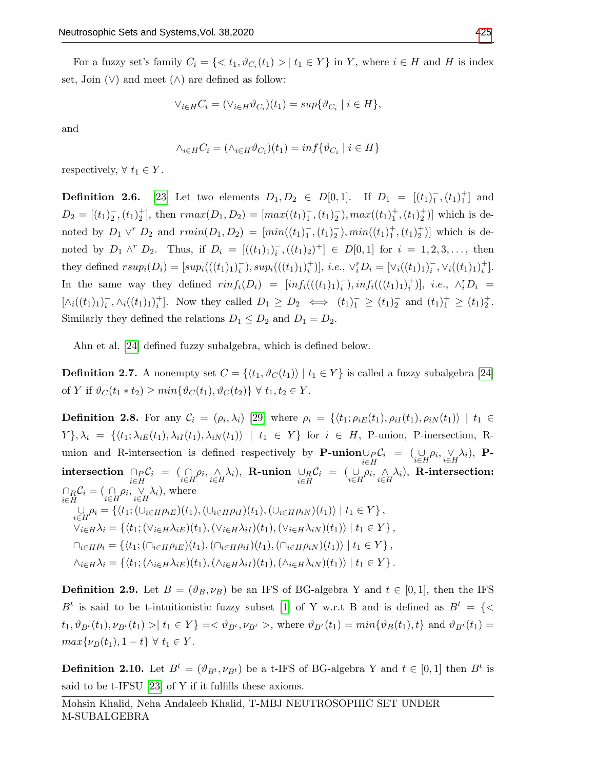For a fuzzy set's family $C_i = \{< t_1, \vartheta_{C_i}(t_1) > | \ t_1 \in Y\}$ in $Y$, where $i \in H$ and $H$ is index set, Join ($\vee$) and meet ($\wedge$) are defined as follow:

$$\vee_{i\in H} C_i = (\vee_{i\in H}\vartheta_{C_i})(t_1) = sup\{\vartheta_{C_i} \mid i \in H\},$$

and

$$\wedge_{i\in H} C_i = (\wedge_{i\in H}\vartheta_{C_i})(t_1) = inf\{\vartheta_{C_i} \mid i \in H\}$$

respectively, $\forall \ t_1 \in Y$.

**Definition 2.6.** [23] Let two elements $D_1, D_2 \in D[0,1]$. If $D_1 = [(t_1)_1^-, (t_1)_1^+]$ and $D_2 = [(t_1)_2^-, (t_1)_2^+]$, then $rmax(D_1, D_2) = [max((t_1)_1^-, (t_1)_2^-), max((t_1)_1^+, (t_1)_2^+)]$ which is denoted by $D_1 \vee^r D_2$ and $rmin(D_1, D_2) = [min((t_1)_1^-, (t_1)_2^-), min((t_1)_1^+, (t_1)_2^+)]$ which is denoted by $D_1 \wedge^r D_2$. Thus, if $D_i = [((t_1)_1)_i^-, ((t_1)_2)^+] \in D[0,1]$ for $i = 1, 2, 3, \ldots$, then they defined $rsup_i(D_i) = [sup_i(((t_1)_1)_i^-), sup_i(((t_1)_1)_i^+)]$, *i.e.*, $\vee_i^r D_i = [\vee_i((t_1)_1)_i^-, \vee_i((t_1)_1)_i^+]$. In the same way they defined $rinf_i(D_i) = [inf_i(((t_1)_1)_i^-), inf_i(((t_1)_1)_i^+)]$, *i.e.*, $\wedge_i^r D_i = [\wedge_i((t_1)_1)_i^-, \wedge_i((t_1)_1)_i^+]$. Now they called $D_1 \geq D_2 \iff (t_1)_1^- \geq (t_1)_2^-$ and $(t_1)_1^+ \geq (t_1)_2^+$. Similarly they defined the relations $D_1 \leq D_2$ and $D_1 = D_2$.

Ahn et al. [24] defined fuzzy subalgebra, which is defined below.

**Definition 2.7.** A nonempty set $C = \{\langle t_1, \vartheta_C(t_1)\rangle \mid t_1 \in Y\}$ is called a fuzzy subalgebra [24] of $Y$ if $\vartheta_C(t_1 * t_2) \geq min\{\vartheta_C(t_1), \vartheta_C(t_2)\} \ \forall \ t_1, t_2 \in Y$.

**Definition 2.8.** For any $\mathcal{C}_i = (\rho_i, \lambda_i)$ [29] where $\rho_i = \{\langle t_1; \rho_{iE}(t_1), \rho_{iI}(t_1), \rho_{iN}(t_1)\rangle \mid t_1 \in Y\}, \lambda_i = \{\langle t_1; \lambda_{iE}(t_1), \lambda_{iI}(t_1), \lambda_{iN}(t_1)\rangle \mid t_1 \in Y\}$ for $i \in H$, P-union, P-inersection, R-union and R-intersection is defined respectively by **P-union**$\underset{i\in H}{\cup_P}\mathcal{C}_i = (\underset{i\in H}{\cup}\rho_i, \underset{i\in H}{\vee}\lambda_i)$, **P-intersection** $\underset{i\in H}{\cap_P}\mathcal{C}_i = (\underset{i\in H}{\cap}\rho_i, \underset{i\in H}{\wedge}\lambda_i)$, **R-union** $\underset{i\in H}{\cup_R}\mathcal{C}_i = (\underset{i\in H}{\cup}\rho_i, \underset{i\in H}{\wedge}\lambda_i)$, **R-intersection:** $\underset{i\in H}{\cap_R}\mathcal{C}_i = (\underset{i\in H}{\cap}\rho_i, \underset{i\in H}{\vee}\lambda_i)$, where

$$\underset{i\in H}{\cup}\rho_i = \{\langle t_1; (\cup_{i\in H}\rho_{iE})(t_1), (\cup_{i\in H}\rho_{iI})(t_1), (\cup_{i\in H}\rho_{iN})(t_1)\rangle \mid t_1 \in Y\},$$
$$\vee_{i\in H}\lambda_i = \{\langle t_1; (\vee_{i\in H}\lambda_{iE})(t_1), (\vee_{i\in H}\lambda_{iI})(t_1), (\vee_{i\in H}\lambda_{iN})(t_1)\rangle \mid t_1 \in Y\},$$
$$\cap_{i\in H}\rho_i = \{\langle t_1; (\cap_{i\in H}\rho_{iE})(t_1), (\cap_{i\in H}\rho_{iI})(t_1), (\cap_{i\in H}\rho_{iN})(t_1)\rangle \mid t_1 \in Y\},$$
$$\wedge_{i\in H}\lambda_i = \{\langle t_1; (\wedge_{i\in H}\lambda_{iE})(t_1), (\wedge_{i\in H}\lambda_{iI})(t_1), (\wedge_{i\in H}\lambda_{iN})(t_1)\rangle \mid t_1 \in Y\}.$$

**Definition 2.9.** Let $B = (\vartheta_B, \nu_B)$ be an IFS of BG-algebra Y and $t \in [0,1]$, then the IFS $B^t$ is said to be t-intuitionistic fuzzy subset [1] of Y w.r.t B and is defined as $B^t = \{< t_1, \vartheta_{B^t}(t_1), \nu_{B^t}(t_1) > | \ t_1 \in Y\} =< \vartheta_{B^t}, \nu_{B^t} >$, where $\vartheta_{B^t}(t_1) = min\{\vartheta_B(t_1), t\}$ and $\vartheta_{B^t}(t_1) = max\{\nu_B(t_1), 1-t\} \ \forall \ t_1 \in Y$.

**Definition 2.10.** Let $B^t = (\vartheta_{B^t}, \nu_{B^t})$ be a t-IFS of BG-algebra Y and $t \in [0,1]$ then $B^t$ is said to be t-IFSU [23] of Y if it fulfills these axioms.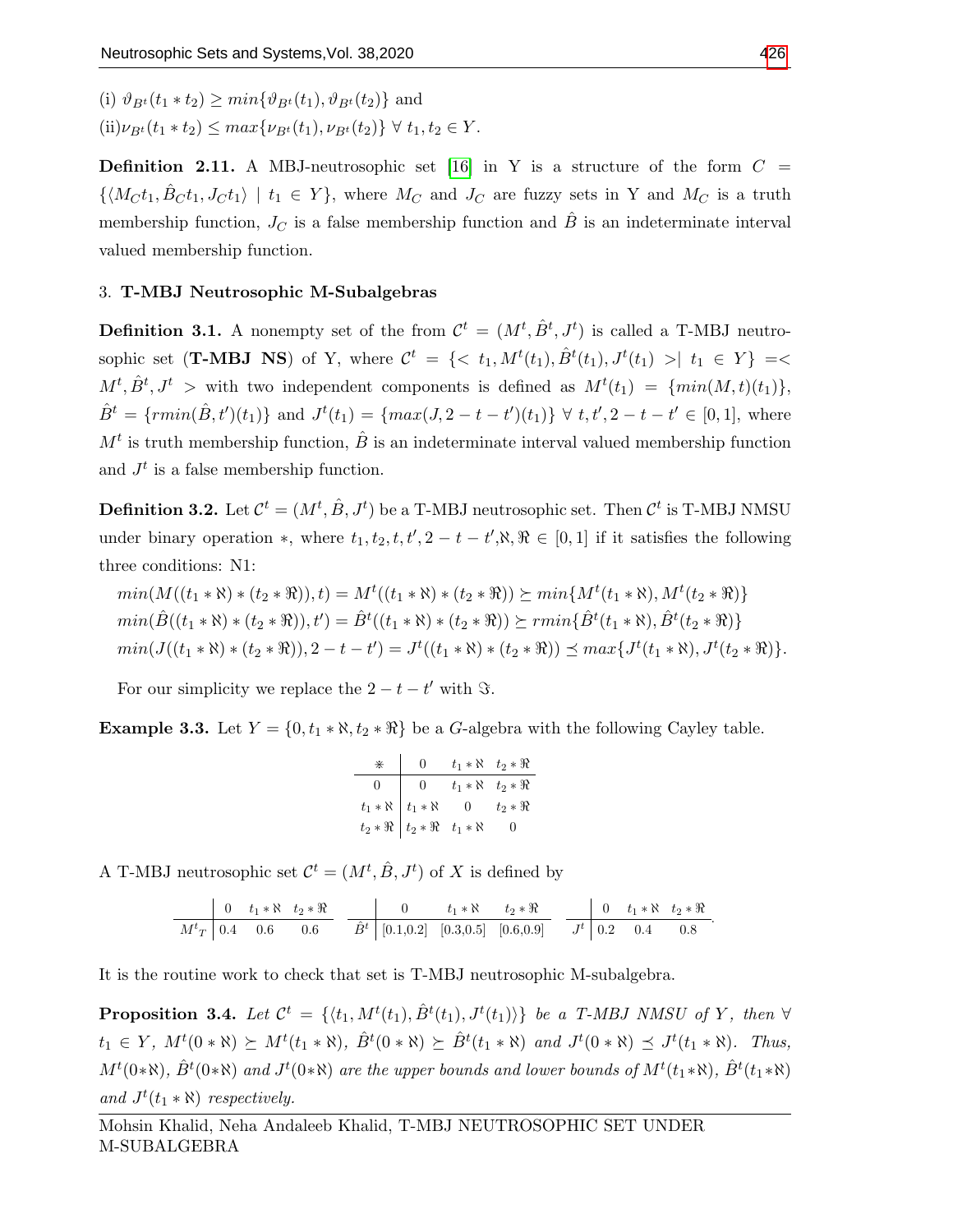(i) $\vartheta_{B^t}(t_1 * t_2) \geq min\{\vartheta_{B^t}(t_1), \vartheta_{B^t}(t_2)\}$ and

(ii)$\nu_{B^t}(t_1 * t_2) \leq max\{\nu_{B^t}(t_1), \nu_{B^t}(t_2)\} \; \forall \; t_1, t_2 \in Y$.

**Definition 2.11.** A MBJ-neutrosophic set [16] in Y is a structure of the form $C = \{\langle M_C t_1, \hat{B}_C t_1, J_C t_1 \rangle \mid t_1 \in Y\}$, where $M_C$ and $J_C$ are fuzzy sets in Y and $M_C$ is a truth membership function, $J_C$ is a false membership function and $\hat{B}$ is an indeterminate interval valued membership function.

## 3. T-MBJ Neutrosophic M-Subalgebras

**Definition 3.1.** A nonempty set of the from $\mathcal{C}^t = (M^t, \hat{B}^t, J^t)$ is called a T-MBJ neutrosophic set (**T-MBJ NS**) of Y, where $\mathcal{C}^t = \{< t_1, M^t(t_1), \hat{B}^t(t_1), J^t(t_1) > \mid t_1 \in Y\} =< M^t, \hat{B}^t, J^t >$ with two independent components is defined as $M^t(t_1) = \{min(M, t)(t_1)\}$, $\hat{B}^t = \{rmin(\hat{B}, t')(t_1)\}$ and $J^t(t_1) = \{max(J, 2-t-t')(t_1)\} \; \forall \; t, t', 2-t-t' \in [0,1]$, where $M^t$ is truth membership function, $\hat{B}$ is an indeterminate interval valued membership function and $J^t$ is a false membership function.

**Definition 3.2.** Let $\mathcal{C}^t = (M^t, \hat{B}, J^t)$ be a T-MBJ neutrosophic set. Then $\mathcal{C}^t$ is T-MBJ NMSU under binary operation $*$, where $t_1, t_2, t, t', 2-t-t', \aleph, \Re \in [0,1]$ if it satisfies the following three conditions: N1:

$$min(M((t_1 * \aleph) * (t_2 * \Re)), t) = M^t((t_1 * \aleph) * (t_2 * \Re)) \succeq min\{M^t(t_1 * \aleph), M^t(t_2 * \Re)\}$$
$$min(\hat{B}((t_1 * \aleph) * (t_2 * \Re)), t') = \hat{B}^t((t_1 * \aleph) * (t_2 * \Re)) \succeq rmin\{\hat{B}^t(t_1 * \aleph), \hat{B}^t(t_2 * \Re)\}$$
$$min(J((t_1 * \aleph) * (t_2 * \Re)), 2-t-t') = J^t((t_1 * \aleph) * (t_2 * \Re)) \preceq max\{J^t(t_1 * \aleph), J^t(t_2 * \Re)\}.$$

For our simplicity we replace the $2-t-t'$ with $\Im$.

**Example 3.3.** Let $Y = \{0, t_1 * \aleph, t_2 * \Re\}$ be a $G$-algebra with the following Cayley table.

| $\circledast$ | $0$ | $t_1 * \aleph$ | $t_2 * \Re$ |
|---|---|---|---|
| $0$ | $0$ | $t_1 * \aleph$ | $t_2 * \Re$ |
| $t_1 * \aleph$ | $t_1 * \aleph$ | $0$ | $t_2 * \Re$ |
| $t_2 * \Re$ | $t_2 * \Re$ | $t_1 * \aleph$ | $0$ |

A T-MBJ neutrosophic set $\mathcal{C}^t = (M^t, \hat{B}, J^t)$ of $X$ is defined by

| | $0$ | $t_1 * \aleph$ | $t_2 * \Re$ |
|---|---|---|---|
| ${M^t}_T$ | 0.4 | 0.6 | 0.6 |

| | $0$ | $t_1 * \aleph$ | $t_2 * \Re$ |
|---|---|---|---|
| $\hat{B}^t$ | [0.1,0.2] | [0.3,0.5] | [0.6,0.9] |

| | $0$ | $t_1 * \aleph$ | $t_2 * \Re$ |
|---|---|---|---|
| $J^t$ | 0.2 | 0.4 | 0.8 |

It is the routine work to check that set is T-MBJ neutrosophic M-subalgebra.

**Proposition 3.4.** *Let $\mathcal{C}^t = \{\langle t_1, M^t(t_1), \hat{B}^t(t_1), J^t(t_1) \rangle\}$ be a T-MBJ NMSU of $Y$, then $\forall$ $t_1 \in Y$, $M^t(0 * \aleph) \succeq M^t(t_1 * \aleph)$, $\hat{B}^t(0 * \aleph) \succeq \hat{B}^t(t_1 * \aleph)$ and $J^t(0 * \aleph) \preceq J^t(t_1 * \aleph)$. Thus, $M^t(0 * \aleph)$, $\hat{B}^t(0 * \aleph)$ and $J^t(0 * \aleph)$ are the upper bounds and lower bounds of $M^t(t_1 * \aleph)$, $\hat{B}^t(t_1 * \aleph)$ and $J^t(t_1 * \aleph)$ respectively.*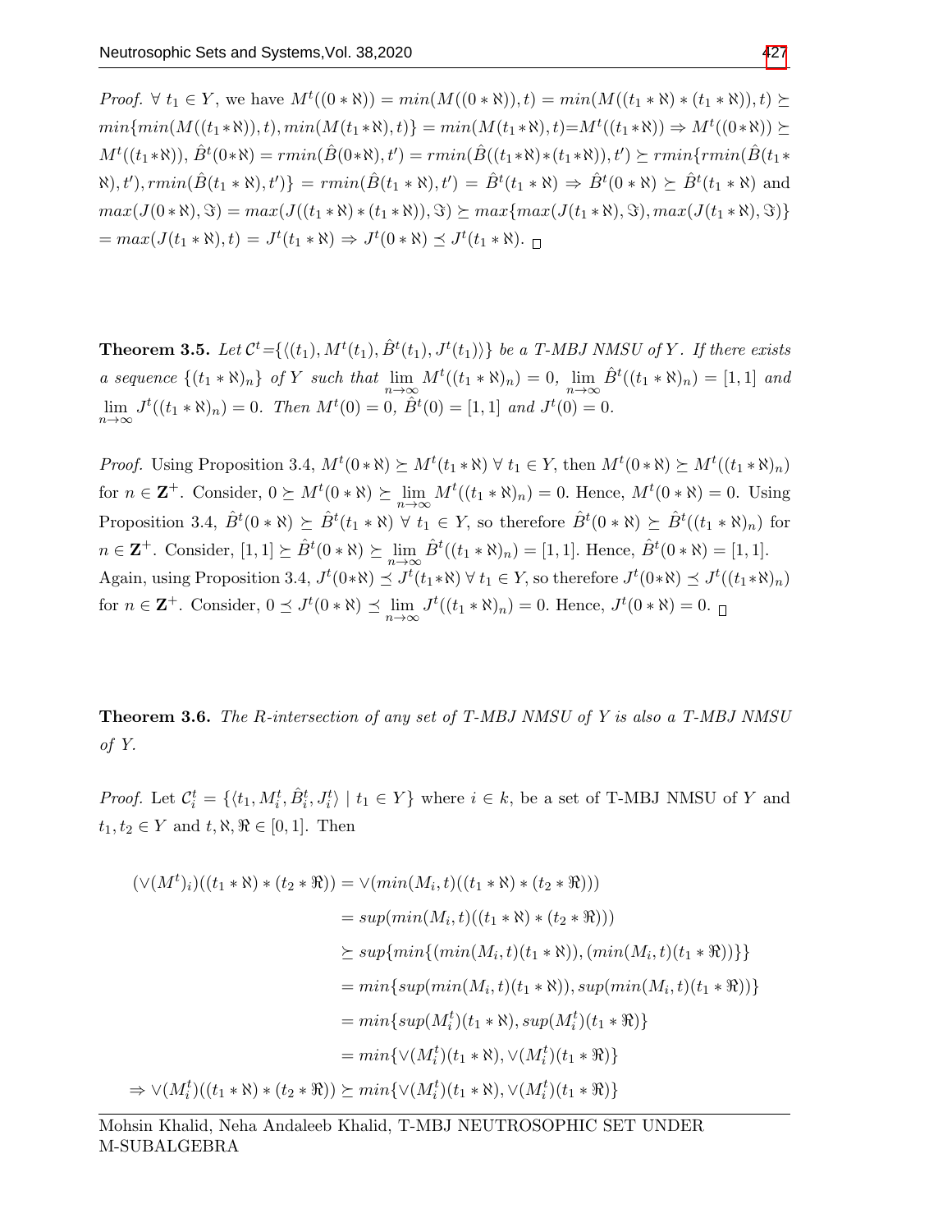*Proof.* $\forall\ t_1 \in Y$, we have $M^t((0*\aleph)) = min(M((0*\aleph)),t) = min(M((t_1*\aleph)*(t_1*\aleph)),t) \succeq min\{min(M((t_1*\aleph)),t), min(M(t_1*\aleph),t)\} = min(M(t_1*\aleph),t) = M^t((t_1*\aleph)) \Rightarrow M^t((0*\aleph)) \succeq M^t((t_1*\aleph))$, $\hat{B}^t(0*\aleph) = rmin(\hat{B}(0*\aleph),t') = rmin(\hat{B}((t_1*\aleph)*(t_1*\aleph)),t') \succeq rmin\{rmin(\hat{B}(t_1*\aleph),t'), rmin(\hat{B}(t_1*\aleph),t')\} = rmin(\hat{B}(t_1*\aleph),t') = \hat{B}^t(t_1*\aleph) \Rightarrow \hat{B}^t(0*\aleph) \succeq \hat{B}^t(t_1*\aleph)$ and $max(J(0*\aleph),\Im) = max(J((t_1*\aleph)*(t_1*\aleph)),\Im) \succeq max\{max(J(t_1*\aleph),\Im), max(J(t_1*\aleph),\Im)\}$ $= max(J(t_1*\aleph),t) = J^t(t_1*\aleph) \Rightarrow J^t(0*\aleph) \preceq J^t(t_1*\aleph)$. □

**Theorem 3.5.** *Let $\mathcal{C}^t = \{\langle (t_1), M^t(t_1), \hat{B}^t(t_1), J^t(t_1)\rangle\}$ be a T-MBJ NMSU of $Y$. If there exists a sequence $\{(t_1*\aleph)_n\}$ of $Y$ such that $\lim_{n\to\infty} M^t((t_1*\aleph)_n) = 0$, $\lim_{n\to\infty} \hat{B}^t((t_1*\aleph)_n) = [1,1]$ and $\lim_{n\to\infty} J^t((t_1*\aleph)_n) = 0$. Then $M^t(0) = 0$, $\hat{B}^t(0) = [1,1]$ and $J^t(0) = 0$.*

*Proof.* Using Proposition 3.4, $M^t(0*\aleph) \succeq M^t(t_1*\aleph)\ \forall\ t_1 \in Y$, then $M^t(0*\aleph) \succeq M^t((t_1*\aleph)_n)$ for $n \in \mathbf{Z}^+$. Consider, $0 \succeq M^t(0*\aleph) \succeq \lim_{n\to\infty} M^t((t_1*\aleph)_n) = 0$. Hence, $M^t(0*\aleph) = 0$. Using Proposition 3.4, $\hat{B}^t(0*\aleph) \succeq \hat{B}^t(t_1*\aleph)\ \forall\ t_1 \in Y$, so therefore $\hat{B}^t(0*\aleph) \succeq \hat{B}^t((t_1*\aleph)_n)$ for $n \in \mathbf{Z}^+$. Consider, $[1,1] \succeq \hat{B}^t(0*\aleph) \succeq \lim_{n\to\infty} \hat{B}^t((t_1*\aleph)_n) = [1,1]$. Hence, $\hat{B}^t(0*\aleph) = [1,1]$. Again, using Proposition 3.4, $J^t(0*\aleph) \preceq J^t(t_1*\aleph)\ \forall\ t_1 \in Y$, so therefore $J^t(0*\aleph) \preceq J^t((t_1*\aleph)_n)$ for $n \in \mathbf{Z}^+$. Consider, $0 \preceq J^t(0*\aleph) \preceq \lim_{n\to\infty} J^t((t_1*\aleph)_n) = 0$. Hence, $J^t(0*\aleph) = 0$. □

**Theorem 3.6.** *The R-intersection of any set of T-MBJ NMSU of $Y$ is also a T-MBJ NMSU of $Y$.*

*Proof.* Let $\mathcal{C}_i^t = \{\langle t_1, M_i^t, \hat{B}_i^t, J_i^t\rangle \mid t_1 \in Y\}$ where $i \in k$, be a set of T-MBJ NMSU of $Y$ and $t_1, t_2 \in Y$ and $t, \aleph, \Re \in [0,1]$. Then

$$
\begin{aligned}
(\vee(M^t)_i)((t_1*\aleph)*(t_2*\Re)) &= \vee(min(M_i,t)((t_1*\aleph)*(t_2*\Re))) \\
&= sup(min(M_i,t)((t_1*\aleph)*(t_2*\Re))) \\
&\succeq sup\{min\{(min(M_i,t)(t_1*\aleph)), (min(M_i,t)(t_1*\Re))\}\} \\
&= min\{sup(min(M_i,t)(t_1*\aleph)), sup(min(M_i,t)(t_1*\Re))\} \\
&= min\{sup(M_i^t)(t_1*\aleph), sup(M_i^t)(t_1*\Re)\} \\
&= min\{\vee(M_i^t)(t_1*\aleph), \vee(M_i^t)(t_1*\Re)\} \\
\Rightarrow \vee(M_i^t)((t_1*\aleph)*(t_2*\Re)) &\succeq min\{\vee(M_i^t)(t_1*\aleph), \vee(M_i^t)(t_1*\Re)\}
\end{aligned}
$$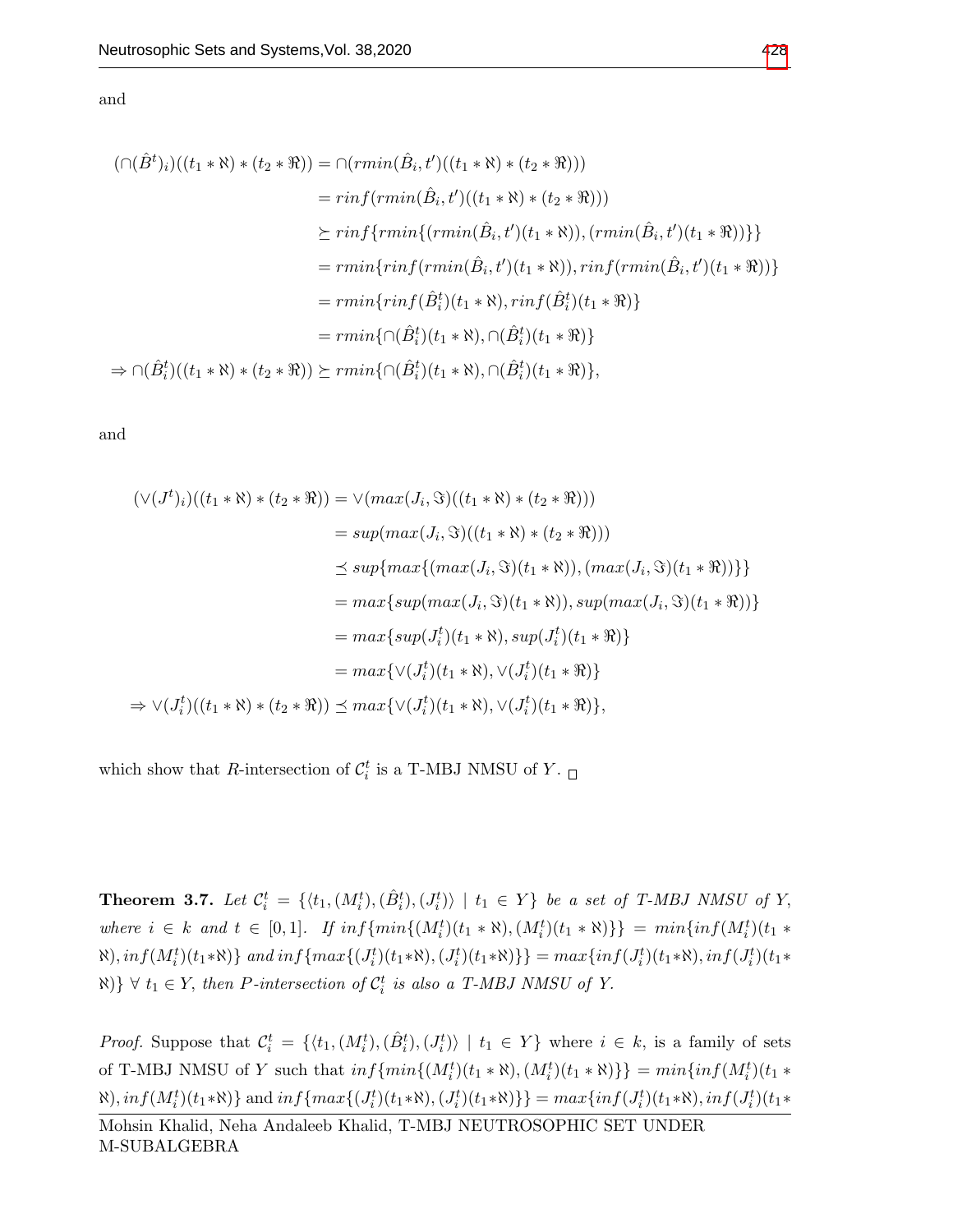and

$$
\begin{aligned}
(\cap(\hat{B}^t)_i)((t_1 * \aleph) * (t_2 * \Re)) &= \cap(rmin(\hat{B}_i, t')((t_1 * \aleph) * (t_2 * \Re))) \\
&= rinf(rmin(\hat{B}_i, t')((t_1 * \aleph) * (t_2 * \Re))) \\
&\succeq rinf\{rmin\{(rmin(\hat{B}_i, t')(t_1 * \aleph)), (rmin(\hat{B}_i, t')(t_1 * \Re))\}\} \\
&= rmin\{rinf(rmin(\hat{B}_i, t')(t_1 * \aleph)), rinf(rmin(\hat{B}_i, t')(t_1 * \Re))\} \\
&= rmin\{rinf(\hat{B}_i^t)(t_1 * \aleph), rinf(\hat{B}_i^t)(t_1 * \Re)\} \\
&= rmin\{\cap(\hat{B}_i^t)(t_1 * \aleph), \cap(\hat{B}_i^t)(t_1 * \Re)\} \\
\Rightarrow \cap(\hat{B}_i^t)((t_1 * \aleph) * (t_2 * \Re)) &\succeq rmin\{\cap(\hat{B}_i^t)(t_1 * \aleph), \cap(\hat{B}_i^t)(t_1 * \Re)\},
\end{aligned}
$$

and

$$
\begin{aligned}
(\vee(J^t)_i)((t_1 * \aleph) * (t_2 * \Re)) &= \vee(max(J_i, \Im)((t_1 * \aleph) * (t_2 * \Re))) \\
&= sup(max(J_i, \Im)((t_1 * \aleph) * (t_2 * \Re))) \\
&\preceq sup\{max\{(max(J_i, \Im)(t_1 * \aleph)), (max(J_i, \Im)(t_1 * \Re))\}\} \\
&= max\{sup(max(J_i, \Im)(t_1 * \aleph)), sup(max(J_i, \Im)(t_1 * \Re))\} \\
&= max\{sup(J_i^t)(t_1 * \aleph), sup(J_i^t)(t_1 * \Re)\} \\
&= max\{\vee(J_i^t)(t_1 * \aleph), \vee(J_i^t)(t_1 * \Re)\} \\
\Rightarrow \vee(J_i^t)((t_1 * \aleph) * (t_2 * \Re)) &\preceq max\{\vee(J_i^t)(t_1 * \aleph), \vee(J_i^t)(t_1 * \Re)\},
\end{aligned}
$$

which show that $R$-intersection of $\mathcal{C}_i^t$ is a T-MBJ NMSU of $Y$. □

**Theorem 3.7.** *Let $\mathcal{C}_i^t = \{\langle t_1, (M_i^t), (\hat{B}_i^t), (J_i^t)\rangle \mid t_1 \in Y\}$ be a set of T-MBJ NMSU of $Y$, where $i \in k$ and $t \in [0,1]$. If $inf\{min\{(M_i^t)(t_1 * \aleph), (M_i^t)(t_1 * \aleph)\}\} = min\{inf(M_i^t)(t_1 * \aleph), inf(M_i^t)(t_1 * \aleph)\}$ and $inf\{max\{(J_i^t)(t_1 * \aleph), (J_i^t)(t_1 * \aleph)\}\} = max\{inf(J_i^t)(t_1 * \aleph), inf(J_i^t)(t_1 * \aleph)\}$ $\forall\ t_1 \in Y$, then $P$-intersection of $\mathcal{C}_i^t$ is also a T-MBJ NMSU of $Y$.*

*Proof.* Suppose that $\mathcal{C}_i^t = \{\langle t_1, (M_i^t), (\hat{B}_i^t), (J_i^t)\rangle \mid t_1 \in Y\}$ where $i \in k$, is a family of sets of T-MBJ NMSU of $Y$ such that $inf\{min\{(M_i^t)(t_1 * \aleph), (M_i^t)(t_1 * \aleph)\}\} = min\{inf(M_i^t)(t_1 * \aleph), inf(M_i^t)(t_1 * \aleph)\}$ and $inf\{max\{(J_i^t)(t_1 * \aleph), (J_i^t)(t_1 * \aleph)\}\} = max\{inf(J_i^t)(t_1 * \aleph), inf(J_i^t)(t_1 *$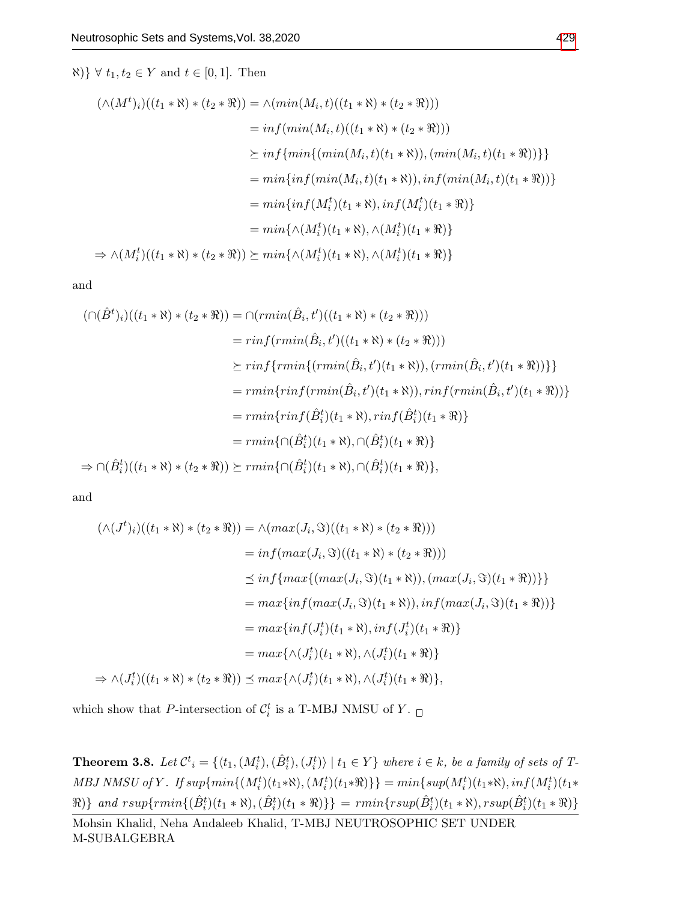$\aleph)\} \; \forall \; t_1, t_2 \in Y$ and $t \in [0,1]$. Then

$$
\begin{aligned}
(\wedge(M^t)_i)((t_1 * \aleph) * (t_2 * \Re)) &= \wedge(min(M_i, t)((t_1 * \aleph) * (t_2 * \Re))) \\
&= inf(min(M_i, t)((t_1 * \aleph) * (t_2 * \Re))) \\
&\succeq inf\{min\{(min(M_i, t)(t_1 * \aleph)), (min(M_i, t)(t_1 * \Re))\}\} \\
&= min\{inf(min(M_i, t)(t_1 * \aleph)), inf(min(M_i, t)(t_1 * \Re))\} \\
&= min\{inf(M_i^t)(t_1 * \aleph), inf(M_i^t)(t_1 * \Re)\} \\
&= min\{\wedge(M_i^t)(t_1 * \aleph), \wedge(M_i^t)(t_1 * \Re)\} \\
\Rightarrow \wedge(M_i^t)((t_1 * \aleph) * (t_2 * \Re)) &\succeq min\{\wedge(M_i^t)(t_1 * \aleph), \wedge(M_i^t)(t_1 * \Re)\}
\end{aligned}
$$

and

$$
\begin{aligned}
(\cap(\hat{B}^t)_i)((t_1 * \aleph) * (t_2 * \Re)) &= \cap(rmin(\hat{B}_i, t')((t_1 * \aleph) * (t_2 * \Re))) \\
&= rinf(rmin(\hat{B}_i, t')((t_1 * \aleph) * (t_2 * \Re))) \\
&\succeq rinf\{rmin\{(rmin(\hat{B}_i, t')(t_1 * \aleph)), (rmin(\hat{B}_i, t')(t_1 * \Re))\}\} \\
&= rmin\{rinf(rmin(\hat{B}_i, t')(t_1 * \aleph)), rinf(rmin(\hat{B}_i, t')(t_1 * \Re))\} \\
&= rmin\{rinf(\hat{B}_i^t)(t_1 * \aleph), rinf(\hat{B}_i^t)(t_1 * \Re)\} \\
&= rmin\{\cap(\hat{B}_i^t)(t_1 * \aleph), \cap(\hat{B}_i^t)(t_1 * \Re)\} \\
\Rightarrow \cap(\hat{B}_i^t)((t_1 * \aleph) * (t_2 * \Re)) &\succeq rmin\{\cap(\hat{B}_i^t)(t_1 * \aleph), \cap(\hat{B}_i^t)(t_1 * \Re)\},
\end{aligned}
$$

and

$$
\begin{aligned}
(\wedge(J^t)_i)((t_1 * \aleph) * (t_2 * \Re)) &= \wedge(max(J_i, \Im)((t_1 * \aleph) * (t_2 * \Re))) \\
&= inf(max(J_i, \Im)((t_1 * \aleph) * (t_2 * \Re))) \\
&\preceq inf\{max\{(max(J_i, \Im)(t_1 * \aleph)), (max(J_i, \Im)(t_1 * \Re))\}\} \\
&= max\{inf(max(J_i, \Im)(t_1 * \aleph)), inf(max(J_i, \Im)(t_1 * \Re))\} \\
&= max\{inf(J_i^t)(t_1 * \aleph), inf(J_i^t)(t_1 * \Re)\} \\
&= max\{\wedge(J_i^t)(t_1 * \aleph), \wedge(J_i^t)(t_1 * \Re)\} \\
\Rightarrow \wedge(J_i^t)((t_1 * \aleph) * (t_2 * \Re)) &\preceq max\{\wedge(J_i^t)(t_1 * \aleph), \wedge(J_i^t)(t_1 * \Re)\},
\end{aligned}
$$

which show that $P$-intersection of $\mathcal{C}_i^t$ is a T-MBJ NMSU of $Y$. □

**Theorem 3.8.** *Let $\mathcal{C}^t{}_i = \{\langle t_1, (M_i^t), (\hat{B}_i^t), (J_i^t)\rangle \mid t_1 \in Y\}$ where $i \in k$, be a family of sets of T-MBJ NMSU of $Y$. If $sup\{min\{(M_i^t)(t_1*\aleph), (M_i^t)(t_1*\Re)\}\} = min\{sup(M_i^t)(t_1*\aleph), inf(M_i^t)(t_1*\Re)\}$ and $rsup\{rmin\{(\hat{B}_i^t)(t_1 * \aleph), (\hat{B}_i^t)(t_1 * \Re)\}\} = rmin\{rsup(\hat{B}_i^t)(t_1 * \aleph), rsup(\hat{B}_i^t)(t_1 * \Re)\}$*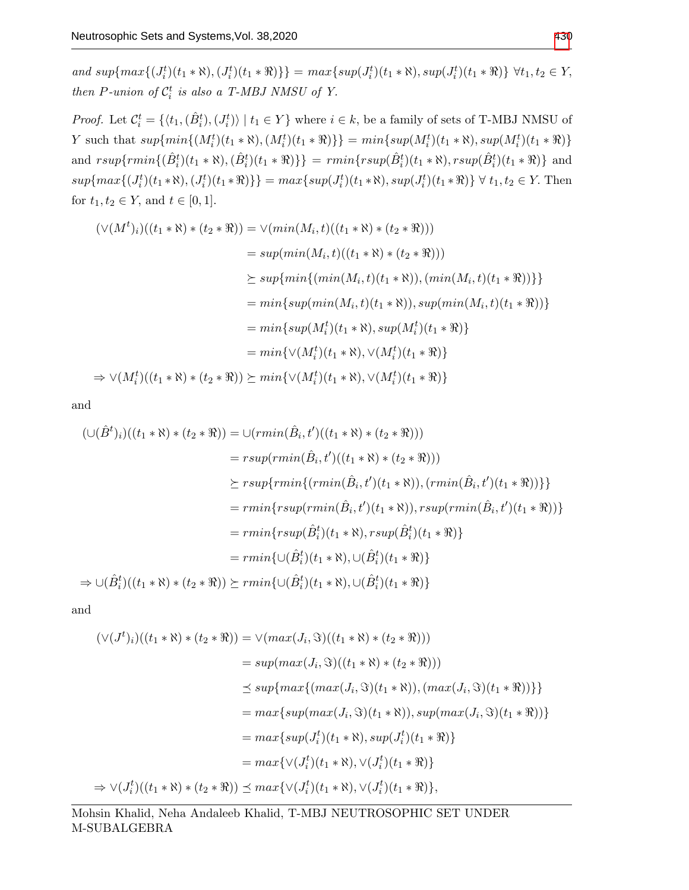*and* $sup\{max\{(J_i^t)(t_1 * \aleph), (J_i^t)(t_1 * \Re)\}\} = max\{sup(J_i^t)(t_1 * \aleph), sup(J_i^t)(t_1 * \Re)\}$ $\forall t_1, t_2 \in Y$, *then* $P$*-union of* $\mathcal{C}_i^t$ *is also a T-MBJ NMSU of* $Y$.

*Proof.* Let $\mathcal{C}_i^t = \{\langle t_1, (\hat{B}_i^t), (J_i^t)\rangle \mid t_1 \in Y\}$ where $i \in k$, be a family of sets of T-MBJ NMSU of $Y$ such that $sup\{min\{(M_i^t)(t_1 * \aleph), (M_i^t)(t_1 * \Re)\}\} = min\{sup(M_i^t)(t_1 * \aleph), sup(M_i^t)(t_1 * \Re)\}$ and $rsup\{rmin\{(\hat{B}_i^t)(t_1 * \aleph), (\hat{B}_i^t)(t_1 * \Re)\}\} = rmin\{rsup(\hat{B}_i^t)(t_1 * \aleph), rsup(\hat{B}_i^t)(t_1 * \Re)\}$ and $sup\{max\{(J_i^t)(t_1 * \aleph), (J_i^t)(t_1 * \Re)\}\} = max\{sup(J_i^t)(t_1 * \aleph), sup(J_i^t)(t_1 * \Re)\}$ $\forall$ $t_1, t_2 \in Y$. Then for $t_1, t_2 \in Y$, and $t \in [0, 1]$.

$$
\begin{aligned}
(\vee(M^t)_i)((t_1 * \aleph) * (t_2 * \Re)) &= \vee(min(M_i, t)((t_1 * \aleph) * (t_2 * \Re))) \\
&= sup(min(M_i, t)((t_1 * \aleph) * (t_2 * \Re))) \\
&\succeq sup\{min\{(min(M_i, t)(t_1 * \aleph)), (min(M_i, t)(t_1 * \Re))\}\} \\
&= min\{sup(min(M_i, t)(t_1 * \aleph)), sup(min(M_i, t)(t_1 * \Re))\} \\
&= min\{sup(M_i^t)(t_1 * \aleph), sup(M_i^t)(t_1 * \Re)\} \\
&= min\{\vee(M_i^t)(t_1 * \aleph), \vee(M_i^t)(t_1 * \Re)\} \\
\Rightarrow \vee(M_i^t)((t_1 * \aleph) * (t_2 * \Re)) &\succeq min\{\vee(M_i^t)(t_1 * \aleph), \vee(M_i^t)(t_1 * \Re)\}
\end{aligned}
$$

and

$$
\begin{aligned}
(\cup(\hat{B}^t)_i)((t_1 * \aleph) * (t_2 * \Re)) &= \cup(rmin(\hat{B}_i, t')((t_1 * \aleph) * (t_2 * \Re))) \\
&= rsup(rmin(\hat{B}_i, t')((t_1 * \aleph) * (t_2 * \Re))) \\
&\succeq rsup\{rmin\{(rmin(\hat{B}_i, t')(t_1 * \aleph)), (rmin(\hat{B}_i, t')(t_1 * \Re))\}\} \\
&= rmin\{rsup(rmin(\hat{B}_i, t')(t_1 * \aleph)), rsup(rmin(\hat{B}_i, t')(t_1 * \Re))\} \\
&= rmin\{rsup(\hat{B}_i^t)(t_1 * \aleph), rsup(\hat{B}_i^t)(t_1 * \Re)\} \\
&= rmin\{\cup(\hat{B}_i^t)(t_1 * \aleph), \cup(\hat{B}_i^t)(t_1 * \Re)\} \\
\Rightarrow \cup(\hat{B}_i^t)((t_1 * \aleph) * (t_2 * \Re)) &\succeq rmin\{\cup(\hat{B}_i^t)(t_1 * \aleph), \cup(\hat{B}_i^t)(t_1 * \Re)\}
\end{aligned}
$$

and

$$
\begin{aligned}
(\vee(J^t)_i)((t_1 * \aleph) * (t_2 * \Re)) &= \vee(max(J_i, \Im)((t_1 * \aleph) * (t_2 * \Re))) \\
&= sup(max(J_i, \Im)((t_1 * \aleph) * (t_2 * \Re))) \\
&\preceq sup\{max\{(max(J_i, \Im)(t_1 * \aleph)), (max(J_i, \Im)(t_1 * \Re))\}\} \\
&= max\{sup(max(J_i, \Im)(t_1 * \aleph)), sup(max(J_i, \Im)(t_1 * \Re))\} \\
&= max\{sup(J_i^t)(t_1 * \aleph), sup(J_i^t)(t_1 * \Re)\} \\
&= max\{\vee(J_i^t)(t_1 * \aleph), \vee(J_i^t)(t_1 * \Re)\} \\
\Rightarrow \vee(J_i^t)((t_1 * \aleph) * (t_2 * \Re)) &\preceq max\{\vee(J_i^t)(t_1 * \aleph), \vee(J_i^t)(t_1 * \Re)\},
\end{aligned}
$$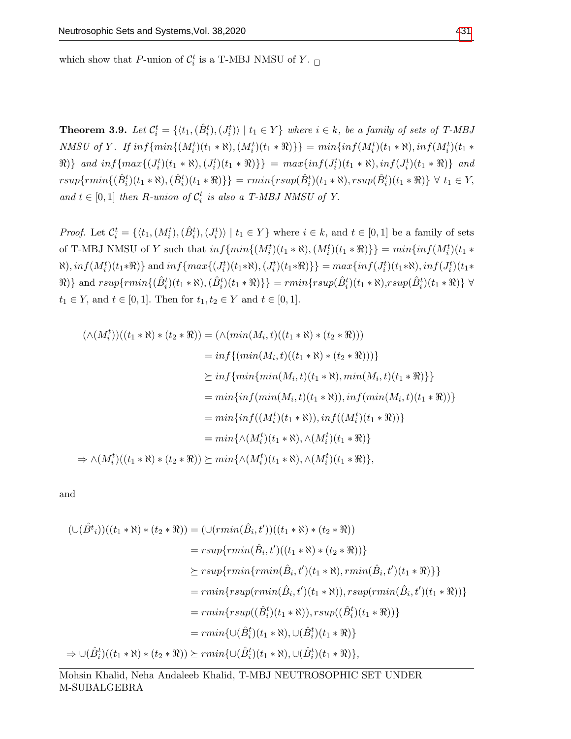which show that $P$-union of $\mathcal{C}_i^t$ is a T-MBJ NMSU of $Y$. $\square$

**Theorem 3.9.** *Let $\mathcal{C}_i^t = \{\langle t_1, (\hat{B}_i^t), (J_i^t)\rangle \mid t_1 \in Y\}$ where $i \in k$, be a family of sets of T-MBJ NMSU of $Y$. If $inf\{min\{(M_i^t)(t_1 * \aleph), (M_i^t)(t_1 * \Re)\}\} = min\{inf(M_i^t)(t_1 * \aleph), inf(M_i^t)(t_1 * \Re)\}$ and $inf\{max\{(J_i^t)(t_1 * \aleph), (J_i^t)(t_1 * \Re)\}\} = max\{inf(J_i^t)(t_1 * \aleph), inf(J_i^t)(t_1 * \Re)\}$ and $rsup\{rmin\{(\hat{B}_i^t)(t_1 * \aleph), (\hat{B}_i^t)(t_1 * \Re)\}\} = rmin\{rsup(\hat{B}_i^t)(t_1 * \aleph), rsup(\hat{B}_i^t)(t_1 * \Re)\}$ $\forall$ $t_1 \in Y$, and $t \in [0,1]$ then $R$-union of $\mathcal{C}_i^t$ is also a T-MBJ NMSU of $Y$.*

*Proof.* Let $\mathcal{C}_i^t = \{\langle t_1, (M_i^t), (\hat{B}_i^t), (J_i^t)\rangle \mid t_1 \in Y\}$ where $i \in k$, and $t \in [0,1]$ be a family of sets of T-MBJ NMSU of $Y$ such that $inf\{min\{(M_i^t)(t_1 * \aleph), (M_i^t)(t_1 * \Re)\}\} = min\{inf(M_i^t)(t_1 * \aleph), inf(M_i^t)(t_1 * \Re)\}$ and $inf\{max\{(J_i^t)(t_1 * \aleph), (J_i^t)(t_1 * \Re)\}\} = max\{inf(J_i^t)(t_1 * \aleph), inf(J_i^t)(t_1 * \Re)\}$ and $rsup\{rmin\{(\hat{B}_i^t)(t_1 * \aleph), (\hat{B}_i^t)(t_1 * \Re)\}\} = rmin\{rsup(\hat{B}_i^t)(t_1 * \aleph), rsup(\hat{B}_i^t)(t_1 * \Re)\}$ $\forall$ $t_1 \in Y$, and $t \in [0,1]$. Then for $t_1, t_2 \in Y$ and $t \in [0,1]$.

$$\begin{aligned}
(\wedge(M_i^t))((t_1 * \aleph) * (t_2 * \Re)) &= (\wedge(min(M_i, t)((t_1 * \aleph) * (t_2 * \Re))) \\
&= inf\{(min(M_i, t)((t_1 * \aleph) * (t_2 * \Re)))\} \\
&\succeq inf\{min\{min(M_i, t)(t_1 * \aleph), min(M_i, t)(t_1 * \Re)\}\} \\
&= min\{inf(min(M_i, t)(t_1 * \aleph)), inf(min(M_i, t)(t_1 * \Re))\} \\
&= min\{inf((M_i^t)(t_1 * \aleph)), inf((M_i^t)(t_1 * \Re))\} \\
&= min\{\wedge(M_i^t)(t_1 * \aleph), \wedge(M_i^t)(t_1 * \Re)\} \\
\Rightarrow \wedge(M_i^t)((t_1 * \aleph) * (t_2 * \Re)) &\succeq min\{\wedge(M_i^t)(t_1 * \aleph), \wedge(M_i^t)(t_1 * \Re)\},
\end{aligned}$$

and

$$\begin{aligned}
(\cup(\hat{B^t}_i))((t_1 * \aleph) * (t_2 * \Re)) &= (\cup(rmin(\hat{B}_i, t'))((t_1 * \aleph) * (t_2 * \Re)) \\
&= rsup\{rmin(\hat{B}_i, t')((t_1 * \aleph) * (t_2 * \Re))\} \\
&\succeq rsup\{rmin\{rmin(\hat{B}_i, t')(t_1 * \aleph), rmin(\hat{B}_i, t')(t_1 * \Re)\}\} \\
&= rmin\{rsup(rmin(\hat{B}_i, t')(t_1 * \aleph)), rsup(rmin(\hat{B}_i, t')(t_1 * \Re))\} \\
&= rmin\{rsup((\hat{B}_i^t)(t_1 * \aleph)), rsup((\hat{B}_i^t)(t_1 * \Re))\} \\
&= rmin\{\cup(\hat{B}_i^t)(t_1 * \aleph), \cup(\hat{B}_i^t)(t_1 * \Re)\} \\
\Rightarrow \cup(\hat{B}_i^t)((t_1 * \aleph) * (t_2 * \Re)) &\succeq rmin\{\cup(\hat{B}_i^t)(t_1 * \aleph), \cup(\hat{B}_i^t)(t_1 * \Re)\},
\end{aligned}$$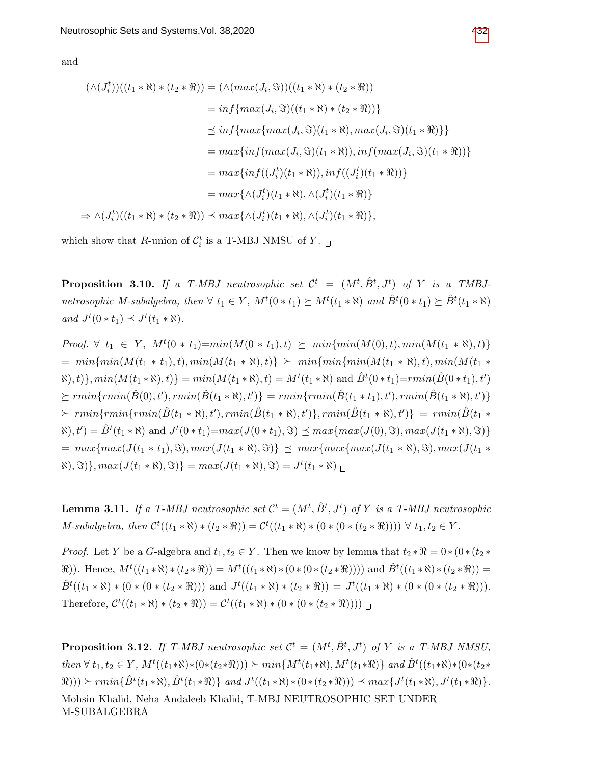and

$$
\begin{aligned}
(\wedge(J_i^t))((t_1 * \aleph) * (t_2 * \Re)) &= (\wedge(max(J_i, \Im))((t_1 * \aleph) * (t_2 * \Re)) \\
&= inf\{max(J_i, \Im)((t_1 * \aleph) * (t_2 * \Re))\} \\
&\preceq inf\{max\{max(J_i, \Im)(t_1 * \aleph), max(J_i, \Im)(t_1 * \Re)\}\} \\
&= max\{inf(max(J_i, \Im)(t_1 * \aleph)), inf(max(J_i, \Im)(t_1 * \Re))\} \\
&= max\{inf((J_i^t)(t_1 * \aleph)), inf((J_i^t)(t_1 * \Re))\} \\
&= max\{\wedge(J_i^t)(t_1 * \aleph), \wedge(J_i^t)(t_1 * \Re)\} \\
\Rightarrow \wedge(J_i^t)((t_1 * \aleph) * (t_2 * \Re)) &\preceq max\{\wedge(J_i^t)(t_1 * \aleph), \wedge(J_i^t)(t_1 * \Re)\},
\end{aligned}
$$

which show that $R$-union of $\mathcal{C}_i^t$ is a T-MBJ NMSU of $Y$. □

**Proposition 3.10.** *If a T-MBJ neutrosophic set $\mathcal{C}^t = (M^t, \hat{B}^t, J^t)$ of $Y$ is a TMBJ-netrosophic M-subalgebra, then $\forall\ t_1 \in Y$, $M^t(0 * t_1) \succeq M^t(t_1 * \aleph)$ and $\hat{B}^t(0 * t_1) \succeq \hat{B}^t(t_1 * \aleph)$ and $J^t(0 * t_1) \preceq J^t(t_1 * \aleph)$.*

*Proof.* $\forall\ t_1 \in Y$, $M^t(0 * t_1){=}min(M(0 * t_1), t) \succeq min\{min(M(0), t), min(M(t_1 * \aleph), t)\}$ $= min\{min(M(t_1 * t_1), t), min(M(t_1 * \aleph), t)\} \succeq min\{min\{min(M(t_1 * \aleph), t), min(M(t_1 * \aleph), t)\}, min(M(t_1 * \aleph), t)\} = min(M(t_1 * \aleph), t) = M^t(t_1 * \aleph)$ and $\hat{B}^t(0 * t_1){=}rmin(\hat{B}(0 * t_1), t')$ $\succeq rmin\{rmin(\hat{B}(0), t'), rmin(\hat{B}(t_1 * \aleph), t')\} = rmin\{rmin(\hat{B}(t_1 * t_1), t'), rmin(\hat{B}(t_1 * \aleph), t')\}$ $\succeq rmin\{rmin\{rmin(\hat{B}(t_1 * \aleph), t'), rmin(\hat{B}(t_1 * \aleph), t')\}, rmin(\hat{B}(t_1 * \aleph), t')\} = rmin(\hat{B}(t_1 * \aleph), t') = \hat{B}^t(t_1 * \aleph)$ and $J^t(0 * t_1){=}max(J(0 * t_1), \Im) \preceq max\{max(J(0), \Im), max(J(t_1 * \aleph), \Im)\}$ $= max\{max(J(t_1 * t_1), \Im), max(J(t_1 * \aleph), \Im)\} \preceq max\{max\{max(J(t_1 * \aleph), \Im), max(J(t_1 * \aleph), \Im)\}, max(J(t_1 * \aleph), \Im)\} = max(J(t_1 * \aleph), \Im) = J^t(t_1 * \aleph)$ □

**Lemma 3.11.** *If a T-MBJ neutrosophic set $\mathcal{C}^t = (M^t, \hat{B}^t, J^t)$ of $Y$ is a T-MBJ neutrosophic M-subalgebra, then $\mathcal{C}^t((t_1 * \aleph) * (t_2 * \Re)) = \mathcal{C}^t((t_1 * \aleph) * (0 * (0 * (t_2 * \Re))))$ $\forall\ t_1, t_2 \in Y$.*

*Proof.* Let $Y$ be a $G$-algebra and $t_1, t_2 \in Y$. Then we know by lemma that $t_2 * \Re = 0 * (0 * (t_2 * \Re))$. Hence, $M^t((t_1 * \aleph) * (t_2 * \Re)) = M^t((t_1 * \aleph) * (0 * (0 * (t_2 * \Re))))$ and $\hat{B}^t((t_1 * \aleph) * (t_2 * \Re)) = \hat{B}^t((t_1 * \aleph) * (0 * (0 * (t_2 * \Re)))$ and $J^t((t_1 * \aleph) * (t_2 * \Re)) = J^t((t_1 * \aleph) * (0 * (0 * (t_2 * \Re)))$. Therefore, $\mathcal{C}^t((t_1 * \aleph) * (t_2 * \Re)) = \mathcal{C}^t((t_1 * \aleph) * (0 * (0 * (t_2 * \Re))))$ □

**Proposition 3.12.** *If T-MBJ neutrosophic set $\mathcal{C}^t = (M^t, \hat{B}^t, J^t)$ of $Y$ is a T-MBJ NMSU, then $\forall\ t_1, t_2 \in Y$, $M^t((t_1 * \aleph) * (0 * (t_2 * \Re))) \succeq min\{M^t(t_1 * \aleph), M^t(t_1 * \Re)\}$ and $\hat{B}^t((t_1 * \aleph) * (0 * (t_2 * \Re))) \succeq rmin\{\hat{B}^t(t_1 * \aleph), \hat{B}^t(t_1 * \Re)\}$ and $J^t((t_1 * \aleph) * (0 * (t_2 * \Re))) \preceq max\{J^t(t_1 * \aleph), J^t(t_1 * \Re)\}$.*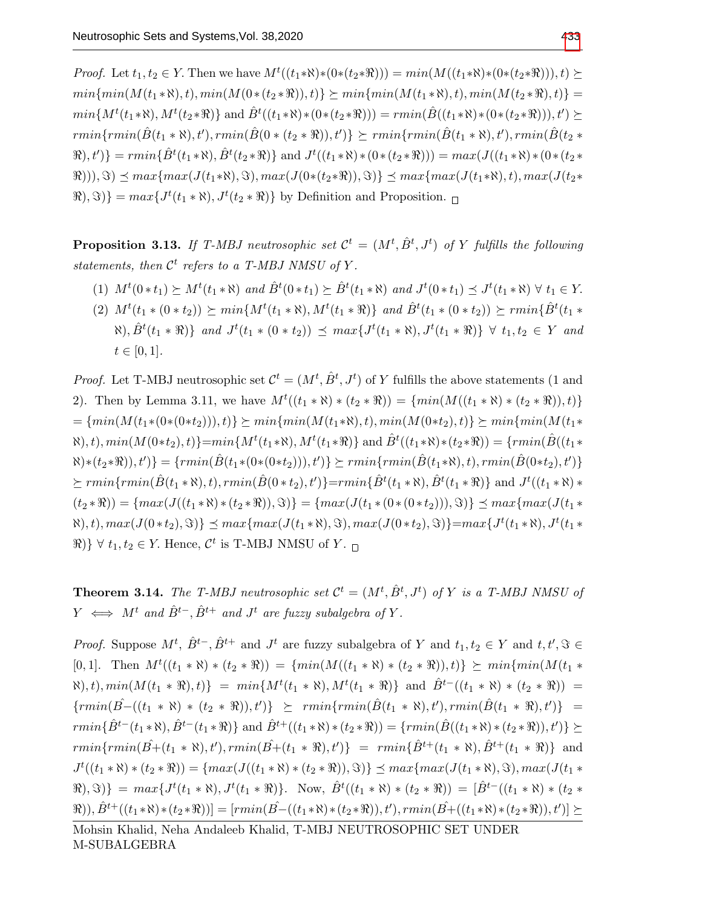*Proof.* Let $t_1, t_2 \in Y$. Then we have $M^t((t_1*\aleph)*(0*(t_2*\Re))) = min(M((t_1*\aleph)*(0*(t_2*\Re))), t) \succeq min\{min(M(t_1*\aleph), t), min(M(0*(t_2*\Re)), t)\} \succeq min\{min(M(t_1*\aleph), t), min(M(t_2*\Re), t)\} = min\{M^t(t_1*\aleph), M^t(t_2*\Re)\}$ and $\hat{B}^t((t_1*\aleph)*(0*(t_2*\Re))) = rmin(\hat{B}((t_1*\aleph)*(0*(t_2*\Re))), t') \succeq rmin\{rmin(\hat{B}(t_1*\aleph), t'), rmin(\hat{B}(0*(t_2*\Re)), t')\} \succeq rmin\{rmin(\hat{B}(t_1*\aleph), t'), rmin(\hat{B}(t_2*\Re), t')\} = rmin\{\hat{B}^t(t_1*\aleph), \hat{B}^t(t_2*\Re)\}$ and $J^t((t_1*\aleph)*(0*(t_2*\Re))) = max(J((t_1*\aleph)*(0*(t_2*\Re))), \Im) \preceq max\{max(J(t_1*\aleph), \Im), max(J(0*(t_2*\Re)), \Im)\} \preceq max\{max(J(t_1*\aleph), t), max(J(t_2*\Re), \Im)\} = max\{J^t(t_1*\aleph), J^t(t_2*\Re)\}$ by Definition and Proposition. □

**Proposition 3.13.** *If T-MBJ neutrosophic set $\mathcal{C}^t = (M^t, \hat{B}^t, J^t)$ of $Y$ fulfills the following statements, then $\mathcal{C}^t$ refers to a T-MBJ NMSU of $Y$.*

1. $M^t(0*t_1) \succeq M^t(t_1*\aleph)$ *and* $\hat{B}^t(0*t_1) \succeq \hat{B}^t(t_1*\aleph)$ *and* $J^t(0*t_1) \preceq J^t(t_1*\aleph)$ $\forall\ t_1 \in Y$.
2. $M^t(t_1*(0*t_2)) \succeq min\{M^t(t_1*\aleph), M^t(t_1*\Re)\}$ *and* $\hat{B}^t(t_1*(0*t_2)) \succeq rmin\{\hat{B}^t(t_1*\aleph), \hat{B}^t(t_1*\Re)\}$ *and* $J^t(t_1*(0*t_2)) \preceq max\{J^t(t_1*\aleph), J^t(t_1*\Re)\}$ $\forall\ t_1, t_2 \in Y$ *and* $t \in [0,1]$.

*Proof.* Let T-MBJ neutrosophic set $\mathcal{C}^t = (M^t, \hat{B}^t, J^t)$ of $Y$ fulfills the above statements (1 and 2). Then by Lemma 3.11, we have $M^t((t_1*\aleph)*(t_2*\Re)) = \{min(M((t_1*\aleph)*(t_2*\Re)), t)\}$ $= \{min(M(t_1*(0*(0*t_2))), t)\} \succeq min\{min(M(t_1*\aleph), t), min(M(0*t_2), t)\} \succeq min\{min(M(t_1*\aleph), t), min(M(0*t_2), t)\} = min\{M^t(t_1*\aleph), M^t(t_1*\Re)\}$ and $\hat{B}^t((t_1*\aleph)*(t_2*\Re)) = \{rmin(\hat{B}((t_1*\aleph)*(t_2*\Re)), t')\} = \{rmin(\hat{B}(t_1*(0*(0*t_2))), t')\} \succeq rmin\{rmin(\hat{B}(t_1*\aleph), t), rmin(\hat{B}(0*t_2), t')\}$ $\succeq rmin\{rmin(\hat{B}(t_1*\aleph), t), rmin(\hat{B}(0*t_2), t')\} = rmin\{\hat{B}^t(t_1*\aleph), \hat{B}^t(t_1*\Re)\}$ and $J^t((t_1*\aleph)*(t_2*\Re)) = \{max(J((t_1*\aleph)*(t_2*\Re)), \Im)\} = \{max(J(t_1*(0*(0*t_2))), \Im)\} \preceq max\{max(J(t_1*\aleph), t), max(J(0*t_2), \Im)\} \preceq max\{max(J(t_1*\aleph), \Im), max(J(0*t_2), \Im)\} = max\{J^t(t_1*\aleph), J^t(t_1*\Re)\}$ $\forall\ t_1, t_2 \in Y$. Hence, $\mathcal{C}^t$ is T-MBJ NMSU of $Y$. □

**Theorem 3.14.** *The T-MBJ neutrosophic set $\mathcal{C}^t = (M^t, \hat{B}^t, J^t)$ of $Y$ is a T-MBJ NMSU of $Y \iff M^t$ and $\hat{B}^{t-}, \hat{B}^{t+}$ and $J^t$ are fuzzy subalgebra of $Y$.*

*Proof.* Suppose $M^t$, $\hat{B}^{t-}, \hat{B}^{t+}$ and $J^t$ are fuzzy subalgebra of $Y$ and $t_1, t_2 \in Y$ and $t, t', \Im \in [0,1]$. Then $M^t((t_1*\aleph)*(t_2*\Re)) = \{min(M((t_1*\aleph)*(t_2*\Re)), t)\} \succeq min\{min(M(t_1*\aleph), t), min(M(t_1*\Re), t)\} = min\{M^t(t_1*\aleph), M^t(t_1*\Re)\}$ and $\hat{B}^{t-}((t_1*\aleph)*(t_2*\Re)) = \{rmin(\hat{B-}((t_1*\aleph)*(t_2*\Re)), t')\} \succeq rmin\{rmin(\hat{B}(t_1*\aleph), t'), rmin(\hat{B}(t_1*\Re), t')\} = rmin\{\hat{B}^{t-}(t_1*\aleph), \hat{B}^{t-}(t_1*\Re)\}$ and $\hat{B}^{t+}((t_1*\aleph)*(t_2*\Re)) = \{rmin(\hat{B}((t_1*\aleph)*(t_2*\Re)), t')\} \succeq rmin\{rmin(\hat{B+}(t_1*\aleph), t'), rmin(\hat{B+}(t_1*\Re), t')\} = rmin\{\hat{B}^{t+}(t_1*\aleph), \hat{B}^{t+}(t_1*\Re)\}$ and $J^t((t_1*\aleph)*(t_2*\Re)) = \{max(J((t_1*\aleph)*(t_2*\Re)), \Im)\} \preceq max\{max(J(t_1*\aleph), \Im), max(J(t_1*\Re), \Im)\} = max\{J^t(t_1*\aleph), J^t(t_1*\Re)\}$. Now, $\hat{B}^t((t_1*\aleph)*(t_2*\Re)) = [\hat{B}^{t-}((t_1*\aleph)*(t_2*\Re)), \hat{B}^{t+}((t_1*\aleph)*(t_2*\Re))] = [rmin(\hat{B-}((t_1*\aleph)*(t_2*\Re)), t'), rmin(\hat{B+}((t_1*\aleph)*(t_2*\Re)), t')] \succeq$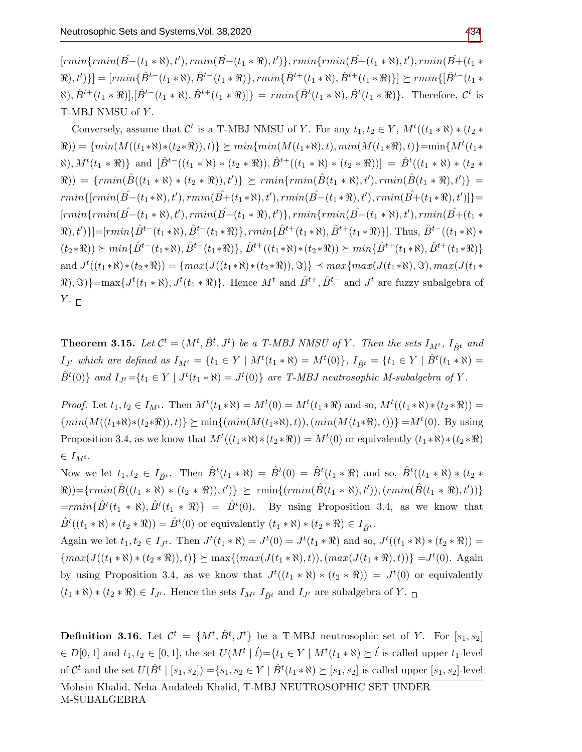$[rmin\{rmin(\hat{B-}(t_1*\aleph),t'),rmin(\hat{B-}(t_1*\Re),t')\},rmin\{rmin(\hat{B+}(t_1*\aleph),t'),rmin(\hat{B+}(t_1*\Re),t')\}] = [rmin\{\hat{B}^{t-}(t_1*\aleph),\hat{B}^{t-}(t_1*\Re)\},rmin\{\hat{B}^{t+}(t_1*\aleph),\hat{B}^{t+}(t_1*\Re)\}] \succeq rmin\{[\hat{B}^{t-}(t_1*\aleph),\hat{B}^{t+}(t_1*\Re)],[\hat{B}^{t-}(t_1*\aleph),\hat{B}^{t+}(t_1*\Re)]\} = rmin\{\hat{B}^t(t_1*\aleph),\hat{B}^t(t_1*\Re)\}$. Therefore, $\mathcal{C}^t$ is T-MBJ NMSU of $Y$.

Conversely, assume that $\mathcal{C}^t$ is a T-MBJ NMSU of $Y$. For any $t_1,t_2 \in Y$, $M^t((t_1*\aleph)*(t_2*\Re)) = \{min(M((t_1*\aleph)*(t_2*\Re)),t)\} \succeq min\{min(M(t_1*\aleph),t),min(M(t_1*\Re),t)\}=\min\{M^t(t_1*\aleph),M^t(t_1*\Re)\}$ and $[\hat{B}^{t-}((t_1*\aleph)*(t_2*\Re)),\hat{B}^{t+}((t_1*\aleph)*(t_2*\Re))] = \hat{B}^t((t_1*\aleph)*(t_2*\Re)) = \{rmin(\hat{B}((t_1*\aleph)*(t_2*\Re)),t')\} \succeq rmin\{rmin(\hat{B}(t_1*\aleph),t'),rmin(\hat{B}(t_1*\Re),t')\} = rmin\{[rmin(\hat{B-}(t_1*\aleph),t'),rmin(\hat{B+}(t_1*\aleph),t'),rmin(\hat{B-}(t_1*\Re),t'),rmin(\hat{B+}(t_1*\Re),t')]\}= [rmin\{rmin(\hat{B-}(t_1*\aleph),t'),rmin(\hat{B-}(t_1*\Re),t')\},rmin\{rmin(\hat{B+}(t_1*\aleph),t'),rmin(\hat{B+}(t_1*\Re),t')\}]=[rmin\{\hat{B}^{t-}(t_1*\aleph),\hat{B}^{t-}(t_1*\Re)\},rmin\{\hat{B}^{t+}(t_1*\aleph),\hat{B}^{t+}(t_1*\Re)\}]$. Thus, $\hat{B}^{t-}((t_1*\aleph)*(t_2*\Re)) \succeq min\{\hat{B}^{t-}(t_1*\aleph),\hat{B}^{t-}(t_1*\Re)\}$, $\hat{B}^{t+}((t_1*\aleph)*(t_2*\Re)) \succeq min\{\hat{B}^{t+}(t_1*\aleph),\hat{B}^{t+}(t_1*\Re)\}$ and $J^t((t_1*\aleph)*(t_2*\Re)) = \{max(J((t_1*\aleph)*(t_2*\Re)),\Im)\} \preceq max\{max(J(t_1*\aleph),\Im),max(J(t_1*\Re),\Im)\}=\max\{J^t(t_1*\aleph),J^t(t_1*\Re)\}$. Hence $M^t$ and $\hat{B}^{t+},\hat{B}^{t-}$ and $J^t$ are fuzzy subalgebra of $Y$. □

**Theorem 3.15.** *Let $\mathcal{C}^t = (M^t,\hat{B}^t,J^t)$ be a T-MBJ NMSU of $Y$. Then the sets $I_{M^t}$, $I_{\hat{B}^t}$ and $I_{J^t}$ which are defined as $I_{M^t} = \{t_1 \in Y \mid M^t(t_1*\aleph) = M^t(0)\}$, $I_{\hat{B}^t} = \{t_1 \in Y \mid \hat{B}^t(t_1*\aleph) = \hat{B}^t(0)\}$ and $I_{J^t}=\{t_1 \in Y \mid J^t(t_1*\aleph) = J^t(0)\}$ are T-MBJ neutrosophic M-subalgebra of $Y$.*

*Proof.* Let $t_1,t_2 \in I_{M^t}$. Then $M^t(t_1*\aleph) = M^t(0) = M^t(t_1*\Re)$ and so, $M^t((t_1*\aleph)*(t_2*\Re)) = \{min(M((t_1*\aleph)*(t_2*\Re)),t)\} \succeq \min\{(min(M(t_1*\aleph),t)),(min(M(t_1*\Re),t))\} = M^t(0)$. By using Proposition 3.4, as we know that $M^t((t_1*\aleph)*(t_2*\Re)) = M^t(0)$ or equivalently $(t_1*\aleph)*(t_2*\Re) \in I_{M^t}$.

Now we let $t_1,t_2 \in I_{\hat{B}^t}$. Then $\hat{B}^t(t_1*\aleph) = \hat{B}^t(0) = \hat{B}^t(t_1*\Re)$ and so, $\hat{B}^t((t_1*\aleph)*(t_2*\Re))=\{rmin(\hat{B}((t_1*\aleph)*(t_2*\Re)),t')\} \succeq \mathrm{rmin}\{(rmin(\hat{B}(t_1*\aleph),t')),(rmin(\hat{B}(t_1*\Re),t'))\} =rmin\{\hat{B}^t(t_1*\aleph),\hat{B}^t(t_1*\Re)\} = \hat{B}^t(0)$. By using Proposition 3.4, as we know that $\hat{B}^t((t_1*\aleph)*(t_2*\Re)) = \hat{B}^t(0)$ or equivalently $(t_1*\aleph)*(t_2*\Re) \in I_{\hat{B}^t}$.

Again we let $t_1,t_2 \in I_{J^t}$. Then $J^t(t_1*\aleph) = J^t(0) = J^t(t_1*\Re)$ and so, $J^t((t_1*\aleph)*(t_2*\Re)) = \{max(J((t_1*\aleph)*(t_2*\Re)),t)\} \succeq \max\{(max(J(t_1*\aleph),t)),(max(J(t_1*\Re),t))\} = J^t(0)$. Again by using Proposition 3.4, as we know that $J^t((t_1*\aleph)*(t_2*\Re)) = J^t(0)$ or equivalently $(t_1*\aleph)*(t_2*\Re) \in I_{J^t}$. Hence the sets $I_{M^t}$ $I_{\hat{B}^t}$ and $I_{J^t}$ are subalgebra of $Y$. □

**Definition 3.16.** Let $\mathcal{C}^t = \{M^t,\hat{B}^t,J^t\}$ be a T-MBJ neutrosophic set of $Y$. For $[s_1,s_2] \in D[0,1]$ and $t_1,t_2 \in [0,1]$, the set $U(M^t \mid \acute{t})=\{t_1 \in Y \mid M^t(t_1*\aleph) \succeq \acute{t}$ is called upper $t_1$-level of $\mathcal{C}^t$ and the set $U(\hat{B}^t \mid [s_1,s_2]) =\{s_1,s_2 \in Y \mid \hat{B}^t(t_1*\aleph) \succeq [s_1,s_2]$ is called upper $[s_1,s_2]$-level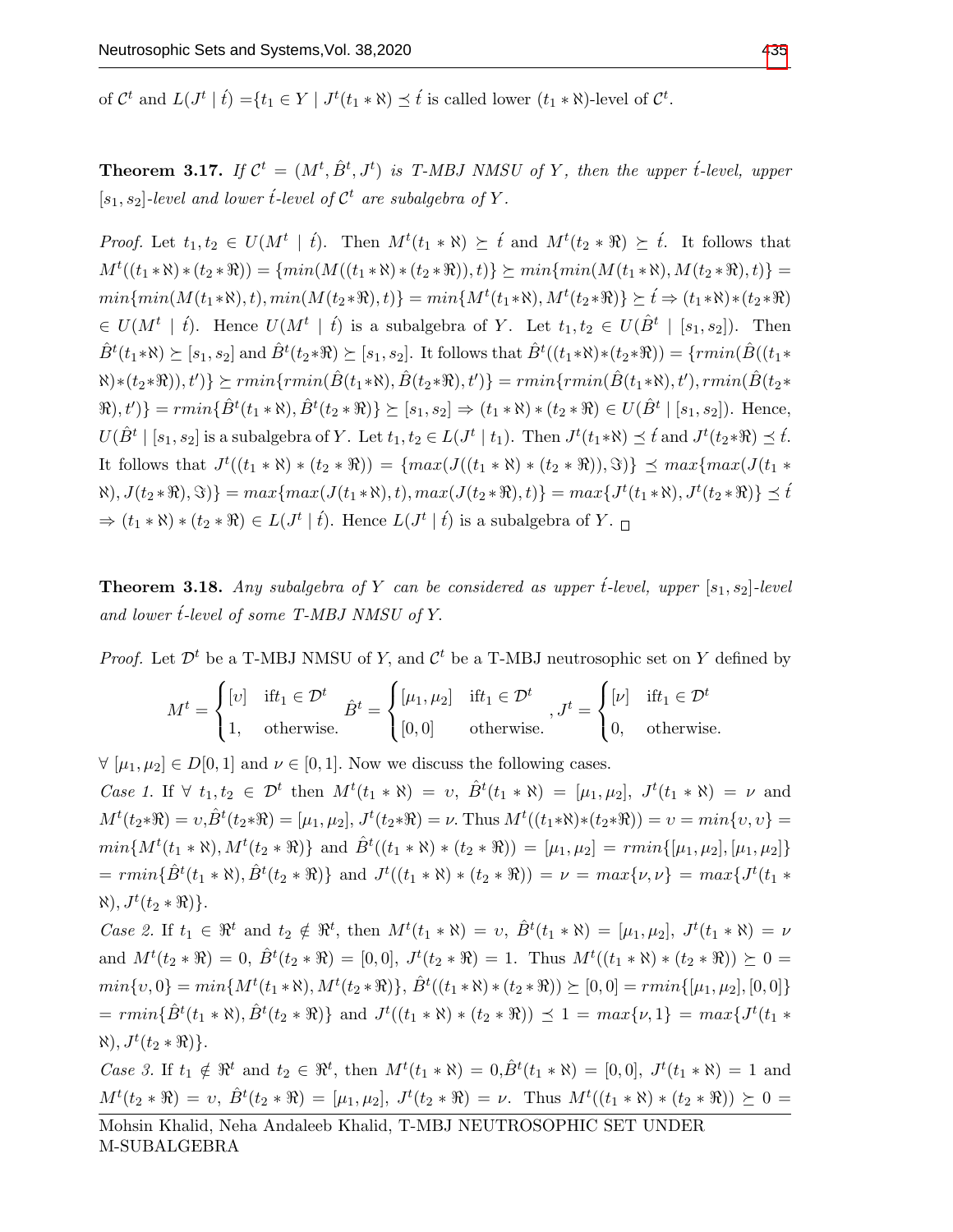of $\mathcal{C}^t$ and $L(J^t \mid \acute{t})$ =$\{t_1 \in Y \mid J^t(t_1 * \aleph) \preceq \acute{t}$ is called lower $(t_1 * \aleph)$-level of $\mathcal{C}^t$.

**Theorem 3.17.** *If $\mathcal{C}^t = (M^t, \hat{B}^t, J^t)$ is T-MBJ NMSU of $Y$, then the upper $\acute{t}$-level, upper $[s_1, s_2]$-level and lower $\acute{t}$-level of $\mathcal{C}^t$ are subalgebra of $Y$.*

*Proof.* Let $t_1, t_2 \in U(M^t \mid \acute{t})$. Then $M^t(t_1 * \aleph) \succeq \acute{t}$ and $M^t(t_2 * \Re) \succeq \acute{t}$. It follows that $M^t((t_1*\aleph)*(t_2*\Re)) = \{min(M((t_1*\aleph)*(t_2*\Re)), t)\} \succeq min\{min(M(t_1*\aleph), M(t_2*\Re), t)\} = min\{min(M(t_1*\aleph), t), min(M(t_2*\Re), t)\} = min\{M^t(t_1*\aleph), M^t(t_2*\Re)\} \succeq \acute{t} \Rightarrow (t_1*\aleph)*(t_2*\Re) \in U(M^t \mid \acute{t})$. Hence $U(M^t \mid \acute{t})$ is a subalgebra of $Y$. Let $t_1, t_2 \in U(\hat{B}^t \mid [s_1, s_2])$. Then $\hat{B}^t(t_1*\aleph) \succeq [s_1, s_2]$ and $\hat{B}^t(t_2*\Re) \succeq [s_1, s_2]$. It follows that $\hat{B}^t((t_1*\aleph)*(t_2*\Re)) = \{rmin(\hat{B}((t_1*\aleph)*(t_2*\Re)), t')\} \succeq rmin\{rmin(\hat{B}(t_1*\aleph), \hat{B}(t_2*\Re), t')\} = rmin\{rmin(\hat{B}(t_1*\aleph), t'), rmin(\hat{B}(t_2*\Re), t')\} = rmin\{\hat{B}^t(t_1*\aleph), \hat{B}^t(t_2*\Re)\} \succeq [s_1, s_2] \Rightarrow (t_1*\aleph)*(t_2*\Re) \in U(\hat{B}^t \mid [s_1, s_2])$. Hence, $U(\hat{B}^t \mid [s_1, s_2]$ is a subalgebra of $Y$. Let $t_1, t_2 \in L(J^t \mid t_1)$. Then $J^t(t_1*\aleph) \preceq \acute{t}$ and $J^t(t_2*\Re) \preceq \acute{t}$. It follows that $J^t((t_1*\aleph)*(t_2*\Re)) = \{max(J((t_1*\aleph)*(t_2*\Re)), \Im)\} \preceq max\{max(J(t_1*\aleph), J(t_2*\Re), \Im)\} = max\{max(J(t_1*\aleph), t), max(J(t_2*\Re), t)\} = max\{J^t(t_1*\aleph), J^t(t_2*\Re)\} \preceq \acute{t}$ $\Rightarrow (t_1*\aleph)*(t_2*\Re) \in L(J^t \mid \acute{t})$. Hence $L(J^t \mid \acute{t})$ is a subalgebra of $Y$. □

**Theorem 3.18.** *Any subalgebra of $Y$ can be considered as upper $\acute{t}$-level, upper $[s_1, s_2]$-level and lower $\acute{t}$-level of some T-MBJ NMSU of $Y$.*

*Proof.* Let $\mathcal{D}^t$ be a T-MBJ NMSU of $Y$, and $\mathcal{C}^t$ be a T-MBJ neutrosophic set on $Y$ defined by

$$M^t = \begin{cases} [v] & \text{if} t_1 \in \mathcal{D}^t \\ 1, & \text{otherwise.} \end{cases} \hat{B}^t = \begin{cases} [\mu_1, \mu_2] & \text{if} t_1 \in \mathcal{D}^t \\ [0,0] & \text{otherwise.} \end{cases}, J^t = \begin{cases} [\nu] & \text{if} t_1 \in \mathcal{D}^t \\ 0, & \text{otherwise.} \end{cases}$$

$\forall$ $[\mu_1, \mu_2] \in D[0,1]$ and $\nu \in [0,1]$. Now we discuss the following cases.

*Case 1.* If $\forall$ $t_1, t_2 \in \mathcal{D}^t$ then $M^t(t_1*\aleph) = v$, $\hat{B}^t(t_1*\aleph) = [\mu_1, \mu_2]$, $J^t(t_1*\aleph) = \nu$ and $M^t(t_2*\Re) = v$,$\hat{B}^t(t_2*\Re) = [\mu_1, \mu_2]$, $J^t(t_2*\Re) = \nu$. Thus $M^t((t_1*\aleph)*(t_2*\Re)) = v = min\{v, v\} = min\{M^t(t_1*\aleph), M^t(t_2*\Re)\}$ and $\hat{B}^t((t_1*\aleph)*(t_2*\Re)) = [\mu_1, \mu_2] = rmin\{[\mu_1, \mu_2], [\mu_1, \mu_2]\}$ $= rmin\{\hat{B}^t(t_1*\aleph), \hat{B}^t(t_2*\Re)\}$ and $J^t((t_1*\aleph)*(t_2*\Re)) = \nu = max\{\nu, \nu\} = max\{J^t(t_1*\aleph), J^t(t_2*\Re)\}$.

*Case 2.* If $t_1 \in \Re^t$ and $t_2 \notin \Re^t$, then $M^t(t_1*\aleph) = v$, $\hat{B}^t(t_1*\aleph) = [\mu_1, \mu_2]$, $J^t(t_1*\aleph) = \nu$ and $M^t(t_2*\Re) = 0$, $\hat{B}^t(t_2*\Re) = [0,0]$, $J^t(t_2*\Re) = 1$. Thus $M^t((t_1*\aleph)*(t_2*\Re)) \succeq 0 = min\{v, 0\} = min\{M^t(t_1*\aleph), M^t(t_2*\Re)\}$, $\hat{B}^t((t_1*\aleph)*(t_2*\Re)) \succeq [0,0] = rmin\{[\mu_1, \mu_2], [0,0]\}$ $= rmin\{\hat{B}^t(t_1*\aleph), \hat{B}^t(t_2*\Re)\}$ and $J^t((t_1*\aleph)*(t_2*\Re)) \preceq 1 = max\{\nu, 1\} = max\{J^t(t_1*\aleph), J^t(t_2*\Re)\}$.

*Case 3.* If $t_1 \notin \Re^t$ and $t_2 \in \Re^t$, then $M^t(t_1*\aleph) = 0$,$\hat{B}^t(t_1*\aleph) = [0,0]$, $J^t(t_1*\aleph) = 1$ and $M^t(t_2*\Re) = v$, $\hat{B}^t(t_2*\Re) = [\mu_1, \mu_2]$, $J^t(t_2*\Re) = \nu$. Thus $M^t((t_1*\aleph)*(t_2*\Re)) \succeq 0 =$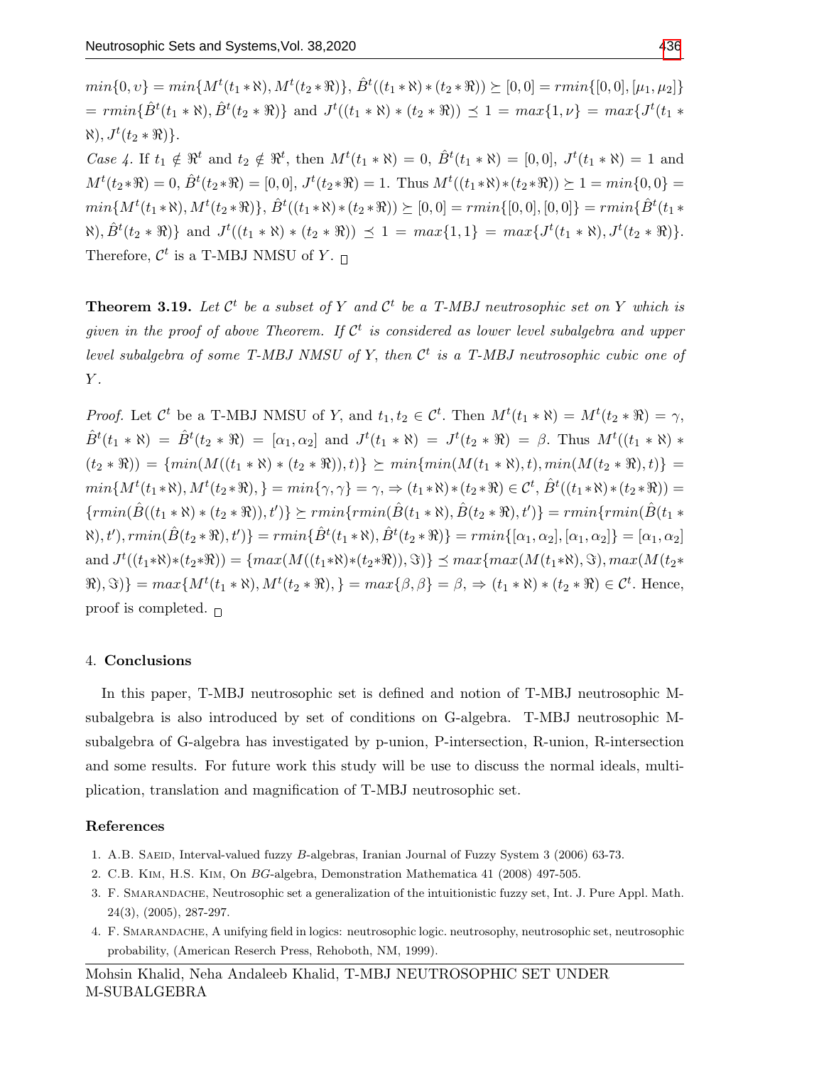$min\{0, \upsilon\} = min\{M^t(t_1 * \aleph), M^t(t_2 * \Re)\}$, $\hat{B}^t((t_1 * \aleph) * (t_2 * \Re)) \succeq [0, 0] = rmin\{[0, 0], [\mu_1, \mu_2]\}$ $= rmin\{\hat{B}^t(t_1 * \aleph), \hat{B}^t(t_2 * \Re)\}$ and $J^t((t_1 * \aleph) * (t_2 * \Re)) \preceq 1 = max\{1, \nu\} = max\{J^t(t_1 * \aleph), J^t(t_2 * \Re)\}$.

*Case 4.* If $t_1 \notin \Re^t$ and $t_2 \notin \Re^t$, then $M^t(t_1 * \aleph) = 0$, $\hat{B}^t(t_1 * \aleph) = [0, 0]$, $J^t(t_1 * \aleph) = 1$ and $M^t(t_2 * \Re) = 0$, $\hat{B}^t(t_2 * \Re) = [0, 0]$, $J^t(t_2 * \Re) = 1$. Thus $M^t((t_1 * \aleph) * (t_2 * \Re)) \succeq 1 = min\{0, 0\} = min\{M^t(t_1 * \aleph), M^t(t_2 * \Re)\}$, $\hat{B}^t((t_1 * \aleph) * (t_2 * \Re)) \succeq [0, 0] = rmin\{[0, 0], [0, 0]\} = rmin\{\hat{B}^t(t_1 * \aleph), \hat{B}^t(t_2 * \Re)\}$ and $J^t((t_1 * \aleph) * (t_2 * \Re)) \preceq 1 = max\{1, 1\} = max\{J^t(t_1 * \aleph), J^t(t_2 * \Re)\}$. Therefore, $\mathcal{C}^t$ is a T-MBJ NMSU of $Y$. □

**Theorem 3.19.** *Let $\mathcal{C}^t$ be a subset of $Y$ and $\mathcal{C}^t$ be a T-MBJ neutrosophic set on $Y$ which is given in the proof of above Theorem. If $\mathcal{C}^t$ is considered as lower level subalgebra and upper level subalgebra of some T-MBJ NMSU of $Y$, then $\mathcal{C}^t$ is a T-MBJ neutrosophic cubic one of $Y$.*

*Proof.* Let $\mathcal{C}^t$ be a T-MBJ NMSU of $Y$, and $t_1, t_2 \in \mathcal{C}^t$. Then $M^t(t_1 * \aleph) = M^t(t_2 * \Re) = \gamma$, $\hat{B}^t(t_1 * \aleph) = \hat{B}^t(t_2 * \Re) = [\alpha_1, \alpha_2]$ and $J^t(t_1 * \aleph) = J^t(t_2 * \Re) = \beta$. Thus $M^t((t_1 * \aleph) * (t_2 * \Re)) = \{min(M((t_1 * \aleph) * (t_2 * \Re)), t)\} \succeq min\{min(M(t_1 * \aleph), t), min(M(t_2 * \Re), t)\} = min\{M^t(t_1 * \aleph), M^t(t_2 * \Re), \} = min\{\gamma, \gamma\} = \gamma, \Rightarrow (t_1 * \aleph) * (t_2 * \Re) \in \mathcal{C}^t$, $\hat{B}^t((t_1 * \aleph) * (t_2 * \Re)) = \{rmin(\hat{B}((t_1 * \aleph) * (t_2 * \Re)), t')\} \succeq rmin\{rmin(\hat{B}(t_1 * \aleph), \hat{B}(t_2 * \Re), t')\} = rmin\{rmin(\hat{B}(t_1 * \aleph), t'), rmin(\hat{B}(t_2 * \Re), t')\} = rmin\{\hat{B}^t(t_1 * \aleph), \hat{B}^t(t_2 * \Re)\} = rmin\{[\alpha_1, \alpha_2], [\alpha_1, \alpha_2]\} = [\alpha_1, \alpha_2]$ and $J^t((t_1 * \aleph) * (t_2 * \Re)) = \{max(M((t_1 * \aleph) * (t_2 * \Re)), \Im)\} \preceq max\{max(M(t_1 * \aleph), \Im), max(M(t_2 * \Re), \Im)\} = max\{M^t(t_1 * \aleph), M^t(t_2 * \Re), \} = max\{\beta, \beta\} = \beta, \Rightarrow (t_1 * \aleph) * (t_2 * \Re) \in \mathcal{C}^t$. Hence, proof is completed. □

## 4. Conclusions

In this paper, T-MBJ neutrosophic set is defined and notion of T-MBJ neutrosophic M-subalgebra is also introduced by set of conditions on G-algebra. T-MBJ neutrosophic M-subalgebra of G-algebra has investigated by p-union, P-intersection, R-union, R-intersection and some results. For future work this study will be use to discuss the normal ideals, multiplication, translation and magnification of T-MBJ neutrosophic set.

## References

1. A.B. Saeid, Interval-valued fuzzy $B$-algebras, Iranian Journal of Fuzzy System 3 (2006) 63-73.
2. C.B. Kim, H.S. Kim, On $BG$-algebra, Demonstration Mathematica 41 (2008) 497-505.
3. F. Smarandache, Neutrosophic set a generalization of the intuitionistic fuzzy set, Int. J. Pure Appl. Math. 24(3), (2005), 287-297.
4. F. Smarandache, A unifying field in logics: neutrosophic logic. neutrosophy, neutrosophic set, neutrosophic probability, (American Reserch Press, Rehoboth, NM, 1999).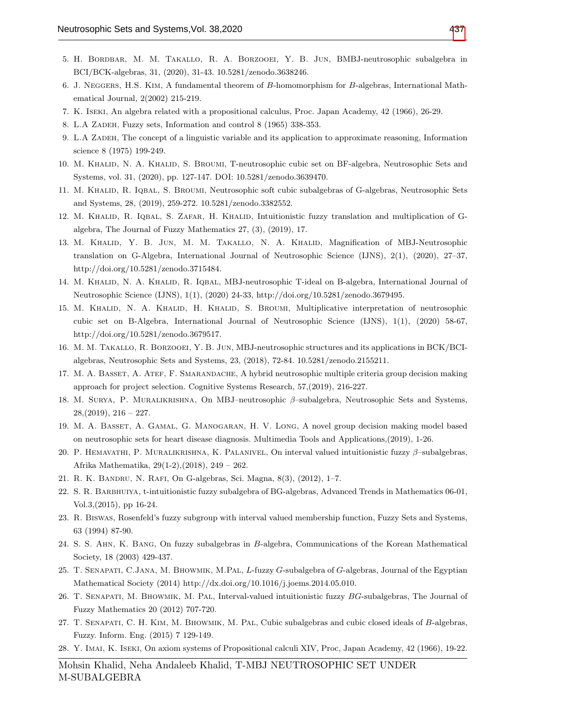5. H. Bordbar, M. M. Takallo, R. A. Borzooei, Y. B. Jun, BMBJ-neutrosophic subalgebra in BCI/BCK-algebras, 31, (2020), 31-43. 10.5281/zenodo.3638246.
6. J. Neggers, H.S. Kim, A fundamental theorem of $B$-homomorphism for $B$-algebras, International Mathematical Journal, 2(2002) 215-219.
7. K. Iseki, An algebra related with a propositional calculus, Proc. Japan Academy, 42 (1966), 26-29.
8. L.A Zadeh, Fuzzy sets, Information and control 8 (1965) 338-353.
9. L.A Zadeh, The concept of a linguistic variable and its application to approximate reasoning, Information science 8 (1975) 199-249.
10. M. Khalid, N. A. Khalid, S. Broumi, T-neutrosophic cubic set on BF-algebra, Neutrosophic Sets and Systems, vol. 31, (2020), pp. 127-147. DOI: 10.5281/zenodo.3639470.
11. M. Khalid, R. Iqbal, S. Broumi, Neutrosophic soft cubic subalgebras of G-algebras, Neutrosophic Sets and Systems, 28, (2019), 259-272. 10.5281/zenodo.3382552.
12. M. Khalid, R. Iqbal, S. Zafar, H. Khalid, Intuitionistic fuzzy translation and multiplication of G-algebra, The Journal of Fuzzy Mathematics 27, (3), (2019), 17.
13. M. Khalid, Y. B. Jun, M. M. Takallo, N. A. Khalid, Magnification of MBJ-Neutrosophic translation on G-Algebra, International Journal of Neutrosophic Science (IJNS), 2(1), (2020), 27–37, http://doi.org/10.5281/zenodo.3715484.
14. M. Khalid, N. A. Khalid, R. Iqbal, MBJ-neutrosophic T-ideal on B-algebra, International Journal of Neutrosophic Science (IJNS), 1(1), (2020) 24-33, http://doi.org/10.5281/zenodo.3679495.
15. M. Khalid, N. A. Khalid, H. Khalid, S. Broumi, Multiplicative interpretation of neutrosophic cubic set on B-Algebra, International Journal of Neutrosophic Science (IJNS), 1(1), (2020) 58-67, http://doi.org/10.5281/zenodo.3679517.
16. M. M. Takallo, R. Borzooei, Y. B. Jun, MBJ-neutrosophic structures and its applications in BCK/BCI-algebras, Neutrosophic Sets and Systems, 23, (2018), 72-84. 10.5281/zenodo.2155211.
17. M. A. Basset, A. Atef, F. Smarandache, A hybrid neutrosophic multiple criteria group decision making approach for project selection. Cognitive Systems Research, 57,(2019), 216-227.
18. M. Surya, P. Muralikrishna, On MBJ–neutrosophic $\beta$–subalgebra, Neutrosophic Sets and Systems, 28,(2019), 216 – 227.
19. M. A. Basset, A. Gamal, G. Manogaran, H. V. Long, A novel group decision making model based on neutrosophic sets for heart disease diagnosis. Multimedia Tools and Applications,(2019), 1-26.
20. P. Hemavathi, P. Muralikrishna, K. Palanivel, On interval valued intuitionistic fuzzy $\beta$–subalgebras, Afrika Mathematika, 29(1-2),(2018), 249 – 262.
21. R. K. Bandru, N. Rafi, On G-algebras, Sci. Magna, 8(3), (2012), 1–7.
22. S. R. Barbhuiya, t-intuitionistic fuzzy subalgebra of BG-algebras, Advanced Trends in Mathematics 06-01, Vol.3,(2015), pp 16-24.
23. R. Biswas, Rosenfeld's fuzzy subgroup with interval valued membership function, Fuzzy Sets and Systems, 63 (1994) 87-90.
24. S. S. Ahn, K. Bang, On fuzzy subalgebras in $B$-algebra, Communications of the Korean Mathematical Society, 18 (2003) 429-437.
25. T. Senapati, C.Jana, M. Bhowmik, M.Pal, $L$-fuzzy $G$-subalgebra of $G$-algebras, Journal of the Egyptian Mathematical Society (2014) http://dx.doi.org/10.1016/j.joems.2014.05.010.
26. T. Senapati, M. Bhowmik, M. Pal, Interval-valued intuitionistic fuzzy $BG$-subalgebras, The Journal of Fuzzy Mathematics 20 (2012) 707-720.
27. T. Senapati, C. H. Kim, M. Bhowmik, M. Pal, Cubic subalgebras and cubic closed ideals of $B$-algebras, Fuzzy. Inform. Eng. (2015) 7 129-149.
28. Y. Imai, K. Iseki, On axiom systems of Propositional calculi XIV, Proc, Japan Academy, 42 (1966), 19-22.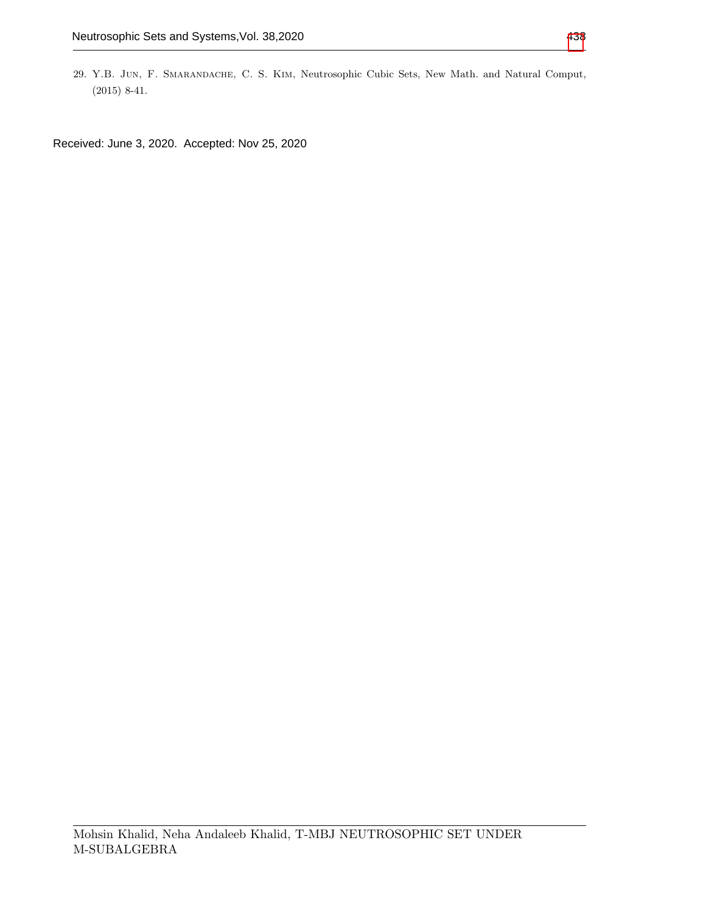29. Y.B. Jun, F. Smarandache, C. S. Kim, Neutrosophic Cubic Sets, New Math. and Natural Comput, (2015) 8-41.

Received: June 3, 2020. Accepted: Nov 25, 2020